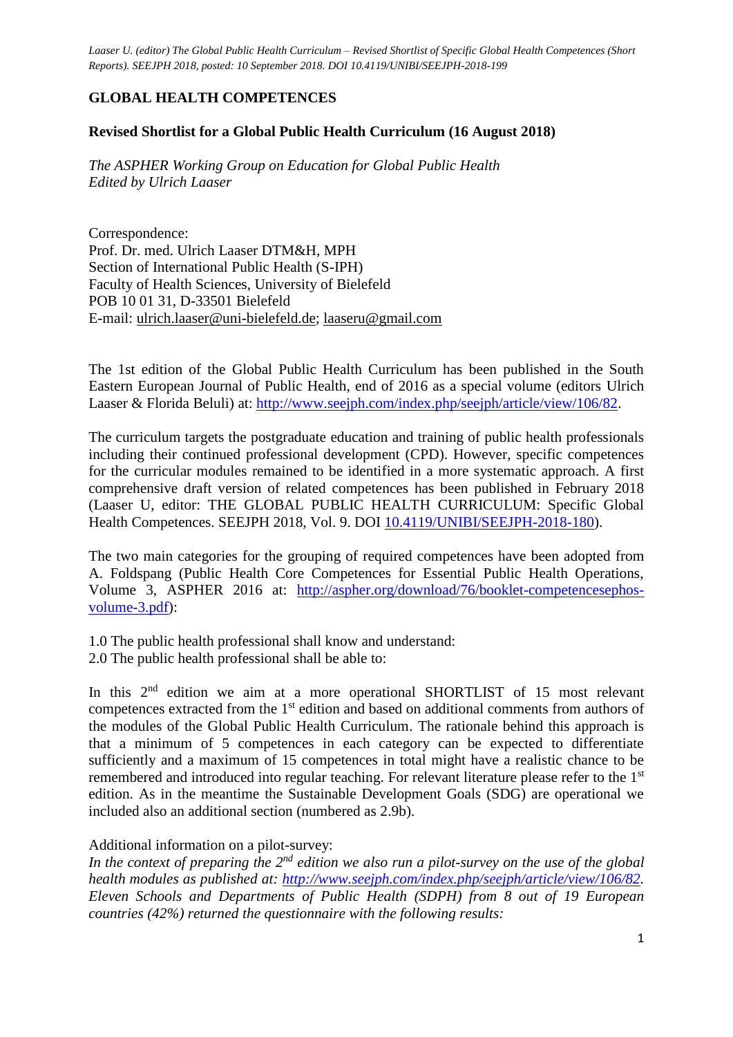# GLOBAL HEALTH COMPETENCES

## Revised Shortlist for a Global Public Health Curriculum (16 August 2018)

*The ASPHER Working Group on Education for Global Public Health*
*Edited by Ulrich Laaser*

Correspondence:
Prof. Dr. med. Ulrich Laaser DTM&H, MPH
Section of International Public Health (S-IPH)
Faculty of Health Sciences, University of Bielefeld
POB 10 01 31, D-33501 Bielefeld
E-mail: ulrich.laaser@uni-bielefeld.de; laaseru@gmail.com

The 1st edition of the Global Public Health Curriculum has been published in the South Eastern European Journal of Public Health, end of 2016 as a special volume (editors Ulrich Laaser & Florida Beluli) at: http://www.seejph.com/index.php/seejph/article/view/106/82.

The curriculum targets the postgraduate education and training of public health professionals including their continued professional development (CPD). However, specific competences for the curricular modules remained to be identified in a more systematic approach. A first comprehensive draft version of related competences has been published in February 2018 (Laaser U, editor: THE GLOBAL PUBLIC HEALTH CURRICULUM: Specific Global Health Competences. SEEJPH 2018, Vol. 9. DOI 10.4119/UNIBI/SEEJPH-2018-180).

The two main categories for the grouping of required competences have been adopted from A. Foldspang (Public Health Core Competences for Essential Public Health Operations, Volume 3, ASPHER 2016 at: http://aspher.org/download/76/booklet-competencesephos-volume-3.pdf):

1.0 The public health professional shall know and understand:
2.0 The public health professional shall be able to:

In this 2[nd] edition we aim at a more operational SHORTLIST of 15 most relevant competences extracted from the 1[st] edition and based on additional comments from authors of the modules of the Global Public Health Curriculum. The rationale behind this approach is that a minimum of 5 competences in each category can be expected to differentiate sufficiently and a maximum of 15 competences in total might have a realistic chance to be remembered and introduced into regular teaching. For relevant literature please refer to the 1[st] edition. As in the meantime the Sustainable Development Goals (SDG) are operational we included also an additional section (numbered as 2.9b).

Additional information on a pilot-survey:
*In the context of preparing the 2[nd] edition we also run a pilot-survey on the use of the global health modules as published at: http://www.seejph.com/index.php/seejph/article/view/106/82. Eleven Schools and Departments of Public Health (SDPH) from 8 out of 19 European countries (42%) returned the questionnaire with the following results:*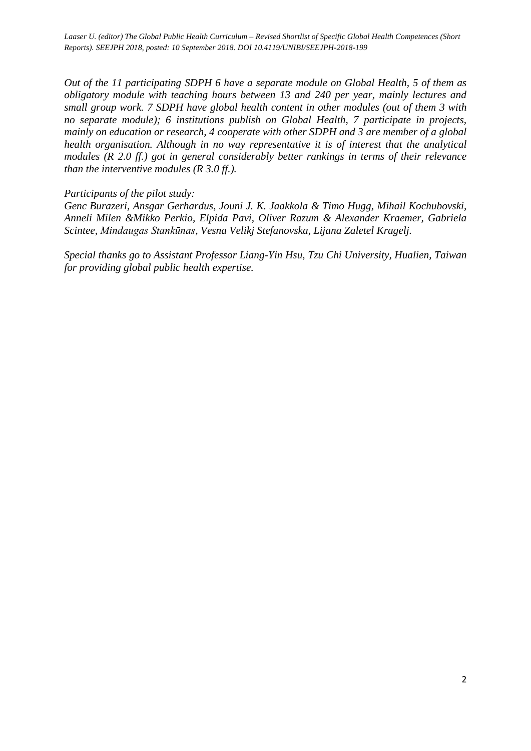*Out of the 11 participating SDPH 6 have a separate module on Global Health, 5 of them as obligatory module with teaching hours between 13 and 240 per year, mainly lectures and small group work. 7 SDPH have global health content in other modules (out of them 3 with no separate module); 6 institutions publish on Global Health, 7 participate in projects, mainly on education or research, 4 cooperate with other SDPH and 3 are member of a global health organisation. Although in no way representative it is of interest that the analytical modules (R 2.0 ff.) got in general considerably better rankings in terms of their relevance than the interventive modules (R 3.0 ff.).*

*Participants of the pilot study:*
*Genc Burazeri, Ansgar Gerhardus, Jouni J. K. Jaakkola & Timo Hugg, Mihail Kochubovski, Anneli Milen &Mikko Perkio, Elpida Pavi, Oliver Razum & Alexander Kraemer, Gabriela Scintee, Mindaugas Stankūnas, Vesna Velikj Stefanovska, Lijana Zaletel Kragelj.*

*Special thanks go to Assistant Professor Liang-Yin Hsu, Tzu Chi University, Hualien, Taiwan for providing global public health expertise.*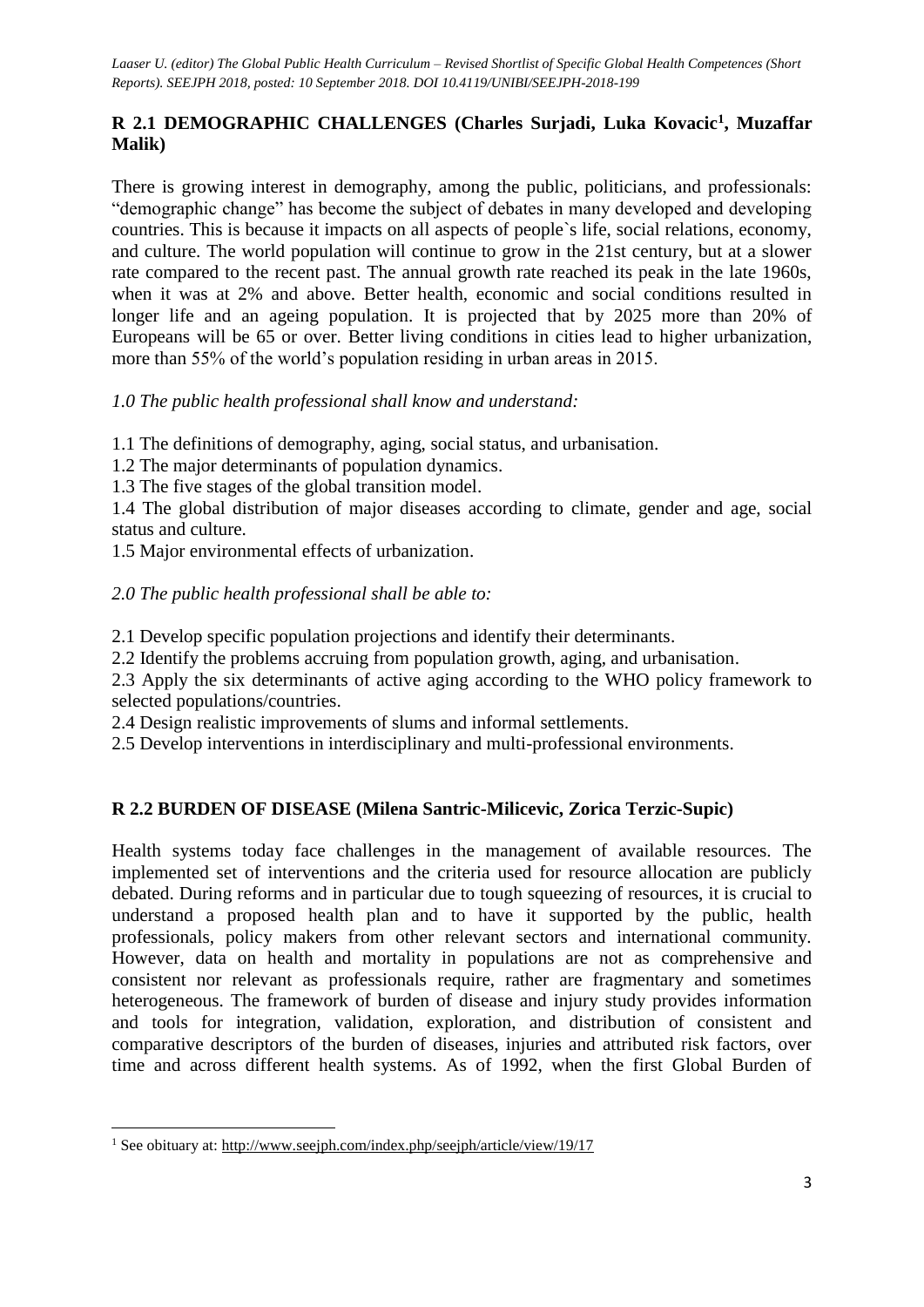## R 2.1 DEMOGRAPHIC CHALLENGES (Charles Surjadi, Luka Kovacic[1], Muzaffar Malik)

There is growing interest in demography, among the public, politicians, and professionals: "demographic change" has become the subject of debates in many developed and developing countries. This is because it impacts on all aspects of people`s life, social relations, economy, and culture. The world population will continue to grow in the 21st century, but at a slower rate compared to the recent past. The annual growth rate reached its peak in the late 1960s, when it was at 2% and above. Better health, economic and social conditions resulted in longer life and an ageing population. It is projected that by 2025 more than 20% of Europeans will be 65 or over. Better living conditions in cities lead to higher urbanization, more than 55% of the world's population residing in urban areas in 2015.

*1.0 The public health professional shall know and understand:*

1.1 The definitions of demography, aging, social status, and urbanisation.

1.2 The major determinants of population dynamics.

1.3 The five stages of the global transition model.

1.4 The global distribution of major diseases according to climate, gender and age, social status and culture.

1.5 Major environmental effects of urbanization.

*2.0 The public health professional shall be able to:*

2.1 Develop specific population projections and identify their determinants.

2.2 Identify the problems accruing from population growth, aging, and urbanisation.

2.3 Apply the six determinants of active aging according to the WHO policy framework to selected populations/countries.

2.4 Design realistic improvements of slums and informal settlements.

2.5 Develop interventions in interdisciplinary and multi-professional environments.

## R 2.2 BURDEN OF DISEASE (Milena Santric-Milicevic, Zorica Terzic-Supic)

Health systems today face challenges in the management of available resources. The implemented set of interventions and the criteria used for resource allocation are publicly debated. During reforms and in particular due to tough squeezing of resources, it is crucial to understand a proposed health plan and to have it supported by the public, health professionals, policy makers from other relevant sectors and international community. However, data on health and mortality in populations are not as comprehensive and consistent nor relevant as professionals require, rather are fragmentary and sometimes heterogeneous. The framework of burden of disease and injury study provides information and tools for integration, validation, exploration, and distribution of consistent and comparative descriptors of the burden of diseases, injuries and attributed risk factors, over time and across different health systems. As of 1992, when the first Global Burden of

[1] See obituary at: http://www.seejph.com/index.php/seejph/article/view/19/17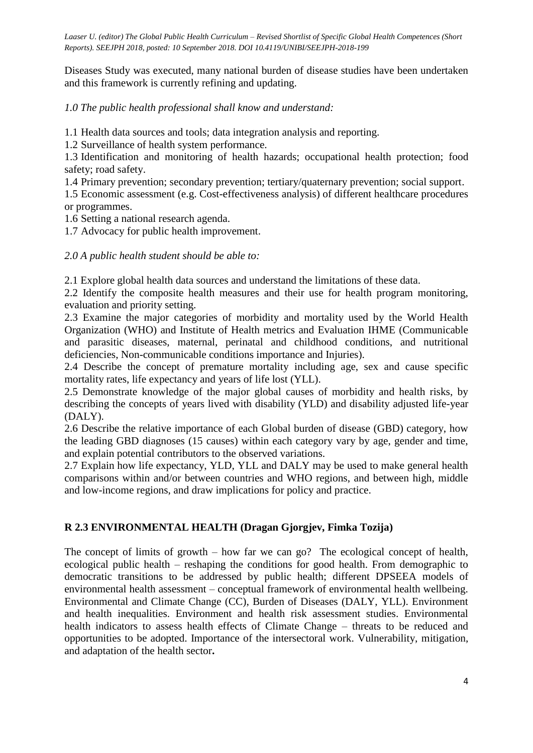Diseases Study was executed, many national burden of disease studies have been undertaken and this framework is currently refining and updating.

*1.0 The public health professional shall know and understand:*

1.1 Health data sources and tools; data integration analysis and reporting.
1.2 Surveillance of health system performance.
1.3 Identification and monitoring of health hazards; occupational health protection; food safety; road safety.
1.4 Primary prevention; secondary prevention; tertiary/quaternary prevention; social support.
1.5 Economic assessment (e.g. Cost-effectiveness analysis) of different healthcare procedures or programmes.
1.6 Setting a national research agenda.
1.7 Advocacy for public health improvement.

*2.0 A public health student should be able to:*

2.1 Explore global health data sources and understand the limitations of these data.
2.2 Identify the composite health measures and their use for health program monitoring, evaluation and priority setting.
2.3 Examine the major categories of morbidity and mortality used by the World Health Organization (WHO) and Institute of Health metrics and Evaluation IHME (Communicable and parasitic diseases, maternal, perinatal and childhood conditions, and nutritional deficiencies, Non-communicable conditions importance and Injuries).
2.4 Describe the concept of premature mortality including age, sex and cause specific mortality rates, life expectancy and years of life lost (YLL).
2.5 Demonstrate knowledge of the major global causes of morbidity and health risks, by describing the concepts of years lived with disability (YLD) and disability adjusted life-year (DALY).
2.6 Describe the relative importance of each Global burden of disease (GBD) category, how the leading GBD diagnoses (15 causes) within each category vary by age, gender and time, and explain potential contributors to the observed variations.
2.7 Explain how life expectancy, YLD, YLL and DALY may be used to make general health comparisons within and/or between countries and WHO regions, and between high, middle and low-income regions, and draw implications for policy and practice.

## R 2.3 ENVIRONMENTAL HEALTH (Dragan Gjorgjev, Fimka Tozija)

The concept of limits of growth – how far we can go? The ecological concept of health, ecological public health – reshaping the conditions for good health. From demographic to democratic transitions to be addressed by public health; different DPSEEA models of environmental health assessment – conceptual framework of environmental health wellbeing. Environmental and Climate Change (CC), Burden of Diseases (DALY, YLL). Environment and health inequalities. Environment and health risk assessment studies. Environmental health indicators to assess health effects of Climate Change – threats to be reduced and opportunities to be adopted. Importance of the intersectoral work. Vulnerability, mitigation, and adaptation of the health sector**.**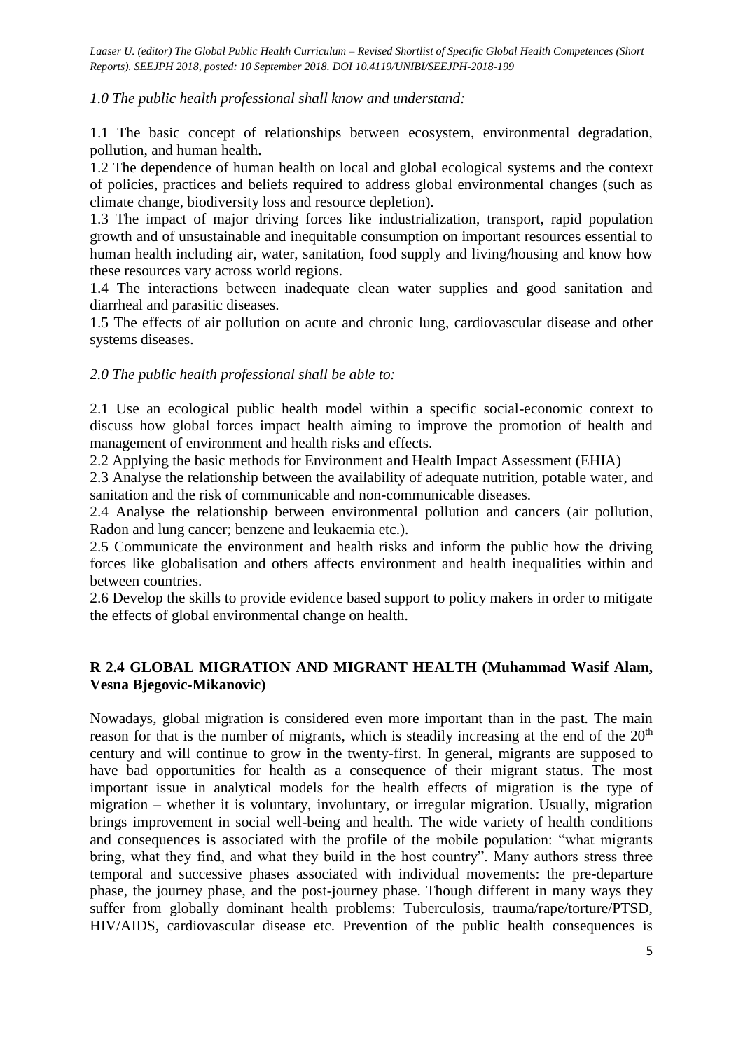*1.0 The public health professional shall know and understand:*

1.1 The basic concept of relationships between ecosystem, environmental degradation, pollution, and human health.
1.2 The dependence of human health on local and global ecological systems and the context of policies, practices and beliefs required to address global environmental changes (such as climate change, biodiversity loss and resource depletion).
1.3 The impact of major driving forces like industrialization, transport, rapid population growth and of unsustainable and inequitable consumption on important resources essential to human health including air, water, sanitation, food supply and living/housing and know how these resources vary across world regions.
1.4 The interactions between inadequate clean water supplies and good sanitation and diarrheal and parasitic diseases.
1.5 The effects of air pollution on acute and chronic lung, cardiovascular disease and other systems diseases.

*2.0 The public health professional shall be able to:*

2.1 Use an ecological public health model within a specific social-economic context to discuss how global forces impact health aiming to improve the promotion of health and management of environment and health risks and effects.
2.2 Applying the basic methods for Environment and Health Impact Assessment (EHIA)
2.3 Analyse the relationship between the availability of adequate nutrition, potable water, and sanitation and the risk of communicable and non-communicable diseases.
2.4 Analyse the relationship between environmental pollution and cancers (air pollution, Radon and lung cancer; benzene and leukaemia etc.).
2.5 Communicate the environment and health risks and inform the public how the driving forces like globalisation and others affects environment and health inequalities within and between countries.
2.6 Develop the skills to provide evidence based support to policy makers in order to mitigate the effects of global environmental change on health.

## R 2.4 GLOBAL MIGRATION AND MIGRANT HEALTH (Muhammad Wasif Alam, Vesna Bjegovic-Mikanovic)

Nowadays, global migration is considered even more important than in the past. The main reason for that is the number of migrants, which is steadily increasing at the end of the 20th century and will continue to grow in the twenty-first. In general, migrants are supposed to have bad opportunities for health as a consequence of their migrant status. The most important issue in analytical models for the health effects of migration is the type of migration – whether it is voluntary, involuntary, or irregular migration. Usually, migration brings improvement in social well-being and health. The wide variety of health conditions and consequences is associated with the profile of the mobile population: "what migrants bring, what they find, and what they build in the host country". Many authors stress three temporal and successive phases associated with individual movements: the pre-departure phase, the journey phase, and the post-journey phase. Though different in many ways they suffer from globally dominant health problems: Tuberculosis, trauma/rape/torture/PTSD, HIV/AIDS, cardiovascular disease etc. Prevention of the public health consequences is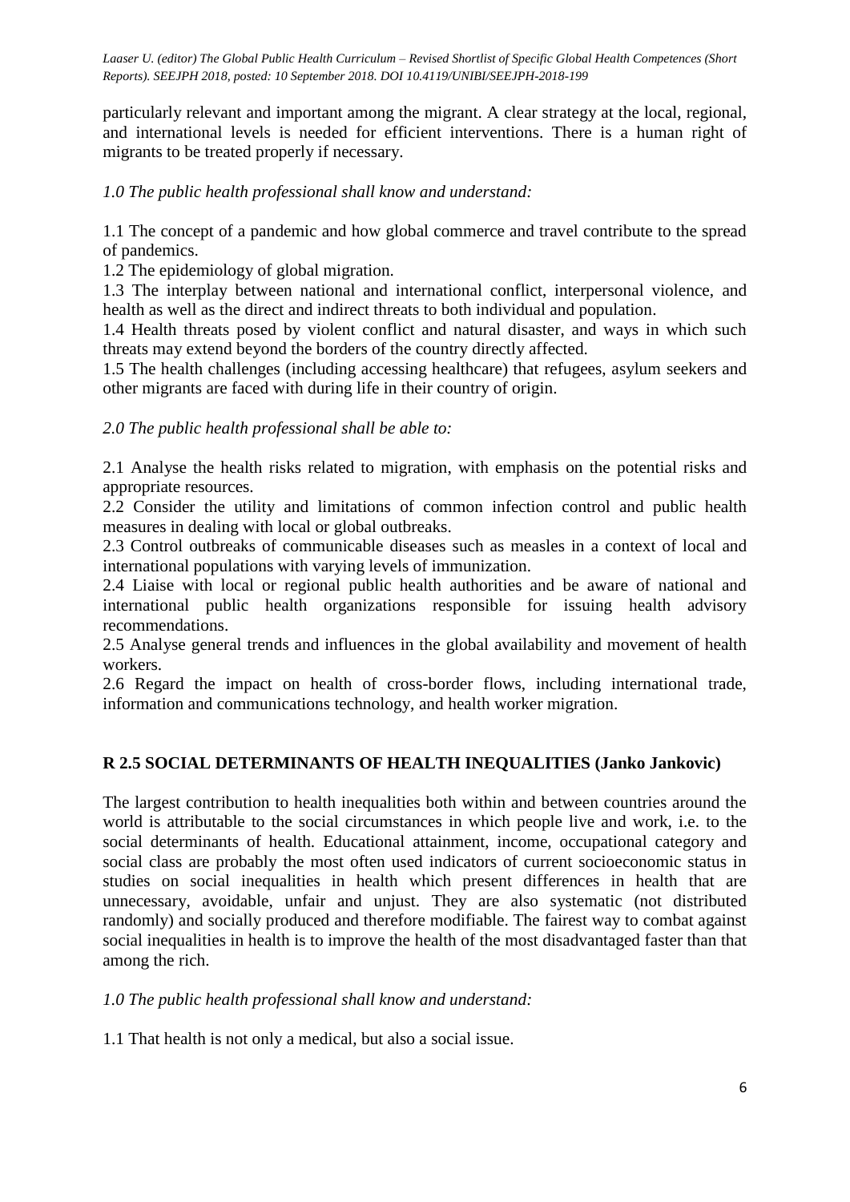particularly relevant and important among the migrant. A clear strategy at the local, regional, and international levels is needed for efficient interventions. There is a human right of migrants to be treated properly if necessary.

*1.0 The public health professional shall know and understand:*

1.1 The concept of a pandemic and how global commerce and travel contribute to the spread of pandemics.
1.2 The epidemiology of global migration.
1.3 The interplay between national and international conflict, interpersonal violence, and health as well as the direct and indirect threats to both individual and population.
1.4 Health threats posed by violent conflict and natural disaster, and ways in which such threats may extend beyond the borders of the country directly affected.
1.5 The health challenges (including accessing healthcare) that refugees, asylum seekers and other migrants are faced with during life in their country of origin.

*2.0 The public health professional shall be able to:*

2.1 Analyse the health risks related to migration, with emphasis on the potential risks and appropriate resources.
2.2 Consider the utility and limitations of common infection control and public health measures in dealing with local or global outbreaks.
2.3 Control outbreaks of communicable diseases such as measles in a context of local and international populations with varying levels of immunization.
2.4 Liaise with local or regional public health authorities and be aware of national and international public health organizations responsible for issuing health advisory recommendations.
2.5 Analyse general trends and influences in the global availability and movement of health workers.
2.6 Regard the impact on health of cross-border flows, including international trade, information and communications technology, and health worker migration.

## R 2.5 SOCIAL DETERMINANTS OF HEALTH INEQUALITIES (Janko Jankovic)

The largest contribution to health inequalities both within and between countries around the world is attributable to the social circumstances in which people live and work, i.e. to the social determinants of health. Educational attainment, income, occupational category and social class are probably the most often used indicators of current socioeconomic status in studies on social inequalities in health which present differences in health that are unnecessary, avoidable, unfair and unjust. They are also systematic (not distributed randomly) and socially produced and therefore modifiable. The fairest way to combat against social inequalities in health is to improve the health of the most disadvantaged faster than that among the rich.

*1.0 The public health professional shall know and understand:*

1.1 That health is not only a medical, but also a social issue.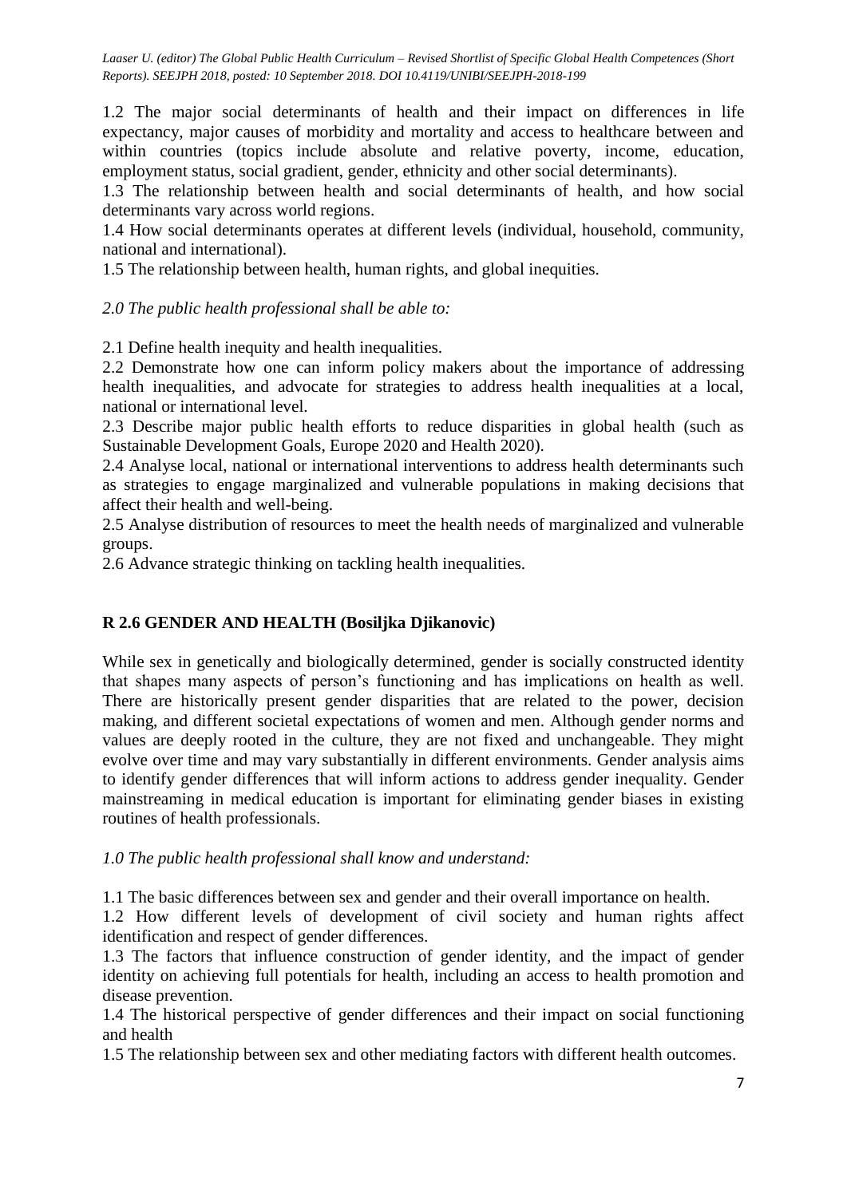1.2 The major social determinants of health and their impact on differences in life expectancy, major causes of morbidity and mortality and access to healthcare between and within countries (topics include absolute and relative poverty, income, education, employment status, social gradient, gender, ethnicity and other social determinants).

1.3 The relationship between health and social determinants of health, and how social determinants vary across world regions.

1.4 How social determinants operates at different levels (individual, household, community, national and international).

1.5 The relationship between health, human rights, and global inequities.

*2.0 The public health professional shall be able to:*

2.1 Define health inequity and health inequalities.

2.2 Demonstrate how one can inform policy makers about the importance of addressing health inequalities, and advocate for strategies to address health inequalities at a local, national or international level.

2.3 Describe major public health efforts to reduce disparities in global health (such as Sustainable Development Goals, Europe 2020 and Health 2020).

2.4 Analyse local, national or international interventions to address health determinants such as strategies to engage marginalized and vulnerable populations in making decisions that affect their health and well-being.

2.5 Analyse distribution of resources to meet the health needs of marginalized and vulnerable groups.

2.6 Advance strategic thinking on tackling health inequalities.

## R 2.6 GENDER AND HEALTH (Bosiljka Djikanovic)

While sex in genetically and biologically determined, gender is socially constructed identity that shapes many aspects of person's functioning and has implications on health as well. There are historically present gender disparities that are related to the power, decision making, and different societal expectations of women and men. Although gender norms and values are deeply rooted in the culture, they are not fixed and unchangeable. They might evolve over time and may vary substantially in different environments. Gender analysis aims to identify gender differences that will inform actions to address gender inequality. Gender mainstreaming in medical education is important for eliminating gender biases in existing routines of health professionals.

*1.0 The public health professional shall know and understand:*

1.1 The basic differences between sex and gender and their overall importance on health.

1.2 How different levels of development of civil society and human rights affect identification and respect of gender differences.

1.3 The factors that influence construction of gender identity, and the impact of gender identity on achieving full potentials for health, including an access to health promotion and disease prevention.

1.4 The historical perspective of gender differences and their impact on social functioning and health

1.5 The relationship between sex and other mediating factors with different health outcomes.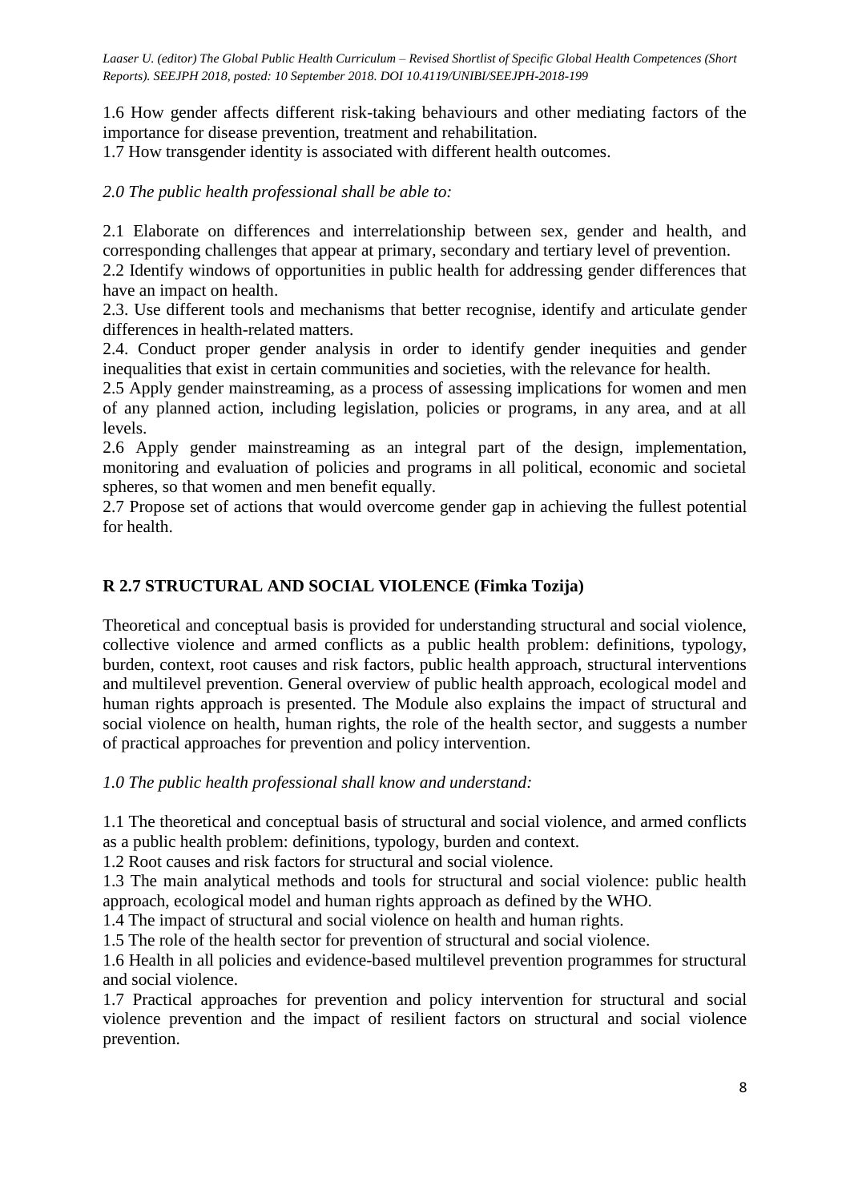1.6 How gender affects different risk-taking behaviours and other mediating factors of the importance for disease prevention, treatment and rehabilitation.
1.7 How transgender identity is associated with different health outcomes.

*2.0 The public health professional shall be able to:*

2.1 Elaborate on differences and interrelationship between sex, gender and health, and corresponding challenges that appear at primary, secondary and tertiary level of prevention.
2.2 Identify windows of opportunities in public health for addressing gender differences that have an impact on health.
2.3. Use different tools and mechanisms that better recognise, identify and articulate gender differences in health-related matters.
2.4. Conduct proper gender analysis in order to identify gender inequities and gender inequalities that exist in certain communities and societies, with the relevance for health.
2.5 Apply gender mainstreaming, as a process of assessing implications for women and men of any planned action, including legislation, policies or programs, in any area, and at all levels.
2.6 Apply gender mainstreaming as an integral part of the design, implementation, monitoring and evaluation of policies and programs in all political, economic and societal spheres, so that women and men benefit equally.
2.7 Propose set of actions that would overcome gender gap in achieving the fullest potential for health.

## R 2.7 STRUCTURAL AND SOCIAL VIOLENCE (Fimka Tozija)

Theoretical and conceptual basis is provided for understanding structural and social violence, collective violence and armed conflicts as a public health problem: definitions, typology, burden, context, root causes and risk factors, public health approach, structural interventions and multilevel prevention. General overview of public health approach, ecological model and human rights approach is presented. The Module also explains the impact of structural and social violence on health, human rights, the role of the health sector, and suggests a number of practical approaches for prevention and policy intervention.

*1.0 The public health professional shall know and understand:*

1.1 The theoretical and conceptual basis of structural and social violence, and armed conflicts as a public health problem: definitions, typology, burden and context.
1.2 Root causes and risk factors for structural and social violence.
1.3 The main analytical methods and tools for structural and social violence: public health approach, ecological model and human rights approach as defined by the WHO.
1.4 The impact of structural and social violence on health and human rights.
1.5 The role of the health sector for prevention of structural and social violence.
1.6 Health in all policies and evidence-based multilevel prevention programmes for structural and social violence.
1.7 Practical approaches for prevention and policy intervention for structural and social violence prevention and the impact of resilient factors on structural and social violence prevention.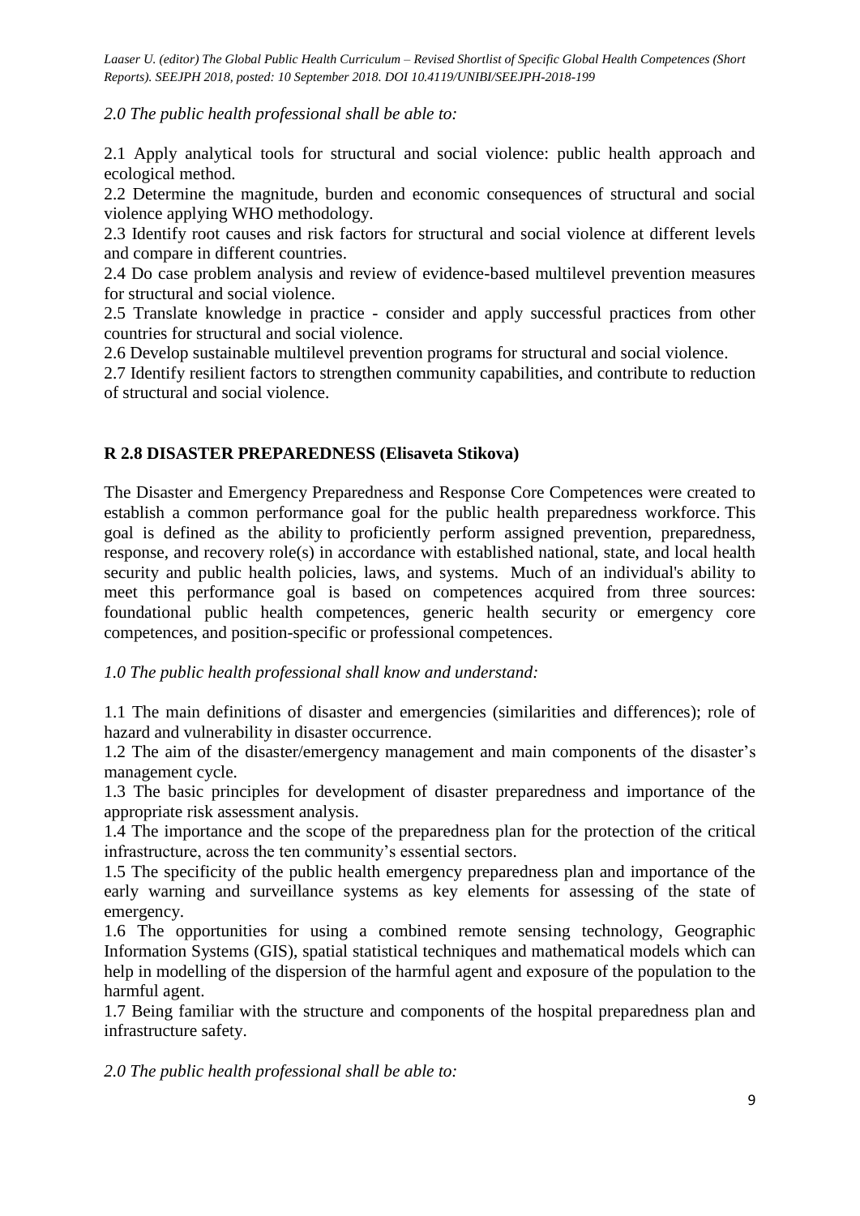*2.0 The public health professional shall be able to:*

2.1 Apply analytical tools for structural and social violence: public health approach and ecological method.
2.2 Determine the magnitude, burden and economic consequences of structural and social violence applying WHO methodology.
2.3 Identify root causes and risk factors for structural and social violence at different levels and compare in different countries.
2.4 Do case problem analysis and review of evidence-based multilevel prevention measures for structural and social violence.
2.5 Translate knowledge in practice - consider and apply successful practices from other countries for structural and social violence.
2.6 Develop sustainable multilevel prevention programs for structural and social violence.
2.7 Identify resilient factors to strengthen community capabilities, and contribute to reduction of structural and social violence.

## R 2.8 DISASTER PREPAREDNESS (Elisaveta Stikova)

The Disaster and Emergency Preparedness and Response Core Competences were created to establish a common performance goal for the public health preparedness workforce. This goal is defined as the ability to proficiently perform assigned prevention, preparedness, response, and recovery role(s) in accordance with established national, state, and local health security and public health policies, laws, and systems. Much of an individual's ability to meet this performance goal is based on competences acquired from three sources: foundational public health competences, generic health security or emergency core competences, and position-specific or professional competences.

*1.0 The public health professional shall know and understand:*

1.1 The main definitions of disaster and emergencies (similarities and differences); role of hazard and vulnerability in disaster occurrence.
1.2 The aim of the disaster/emergency management and main components of the disaster's management cycle.
1.3 The basic principles for development of disaster preparedness and importance of the appropriate risk assessment analysis.
1.4 The importance and the scope of the preparedness plan for the protection of the critical infrastructure, across the ten community's essential sectors.
1.5 The specificity of the public health emergency preparedness plan and importance of the early warning and surveillance systems as key elements for assessing of the state of emergency.
1.6 The opportunities for using a combined remote sensing technology, Geographic Information Systems (GIS), spatial statistical techniques and mathematical models which can help in modelling of the dispersion of the harmful agent and exposure of the population to the harmful agent.
1.7 Being familiar with the structure and components of the hospital preparedness plan and infrastructure safety.

*2.0 The public health professional shall be able to:*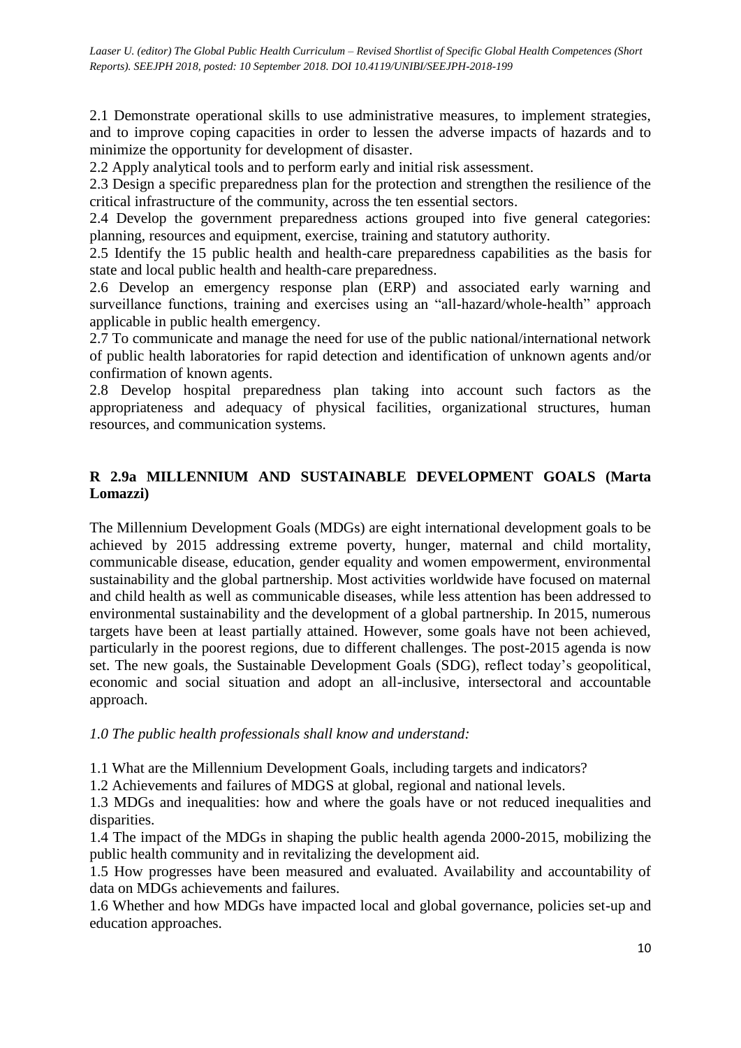2.1 Demonstrate operational skills to use administrative measures, to implement strategies, and to improve coping capacities in order to lessen the adverse impacts of hazards and to minimize the opportunity for development of disaster.

2.2 Apply analytical tools and to perform early and initial risk assessment.

2.3 Design a specific preparedness plan for the protection and strengthen the resilience of the critical infrastructure of the community, across the ten essential sectors.

2.4 Develop the government preparedness actions grouped into five general categories: planning, resources and equipment, exercise, training and statutory authority.

2.5 Identify the 15 public health and health-care preparedness capabilities as the basis for state and local public health and health-care preparedness.

2.6 Develop an emergency response plan (ERP) and associated early warning and surveillance functions, training and exercises using an "all-hazard/whole-health" approach applicable in public health emergency.

2.7 To communicate and manage the need for use of the public national/international network of public health laboratories for rapid detection and identification of unknown agents and/or confirmation of known agents.

2.8 Develop hospital preparedness plan taking into account such factors as the appropriateness and adequacy of physical facilities, organizational structures, human resources, and communication systems.

## R 2.9a MILLENNIUM AND SUSTAINABLE DEVELOPMENT GOALS (Marta Lomazzi)

The Millennium Development Goals (MDGs) are eight international development goals to be achieved by 2015 addressing extreme poverty, hunger, maternal and child mortality, communicable disease, education, gender equality and women empowerment, environmental sustainability and the global partnership. Most activities worldwide have focused on maternal and child health as well as communicable diseases, while less attention has been addressed to environmental sustainability and the development of a global partnership. In 2015, numerous targets have been at least partially attained. However, some goals have not been achieved, particularly in the poorest regions, due to different challenges. The post-2015 agenda is now set. The new goals, the Sustainable Development Goals (SDG), reflect today's geopolitical, economic and social situation and adopt an all-inclusive, intersectoral and accountable approach.

*1.0 The public health professionals shall know and understand:*

1.1 What are the Millennium Development Goals, including targets and indicators?

1.2 Achievements and failures of MDGS at global, regional and national levels.

1.3 MDGs and inequalities: how and where the goals have or not reduced inequalities and disparities.

1.4 The impact of the MDGs in shaping the public health agenda 2000-2015, mobilizing the public health community and in revitalizing the development aid.

1.5 How progresses have been measured and evaluated. Availability and accountability of data on MDGs achievements and failures.

1.6 Whether and how MDGs have impacted local and global governance, policies set-up and education approaches.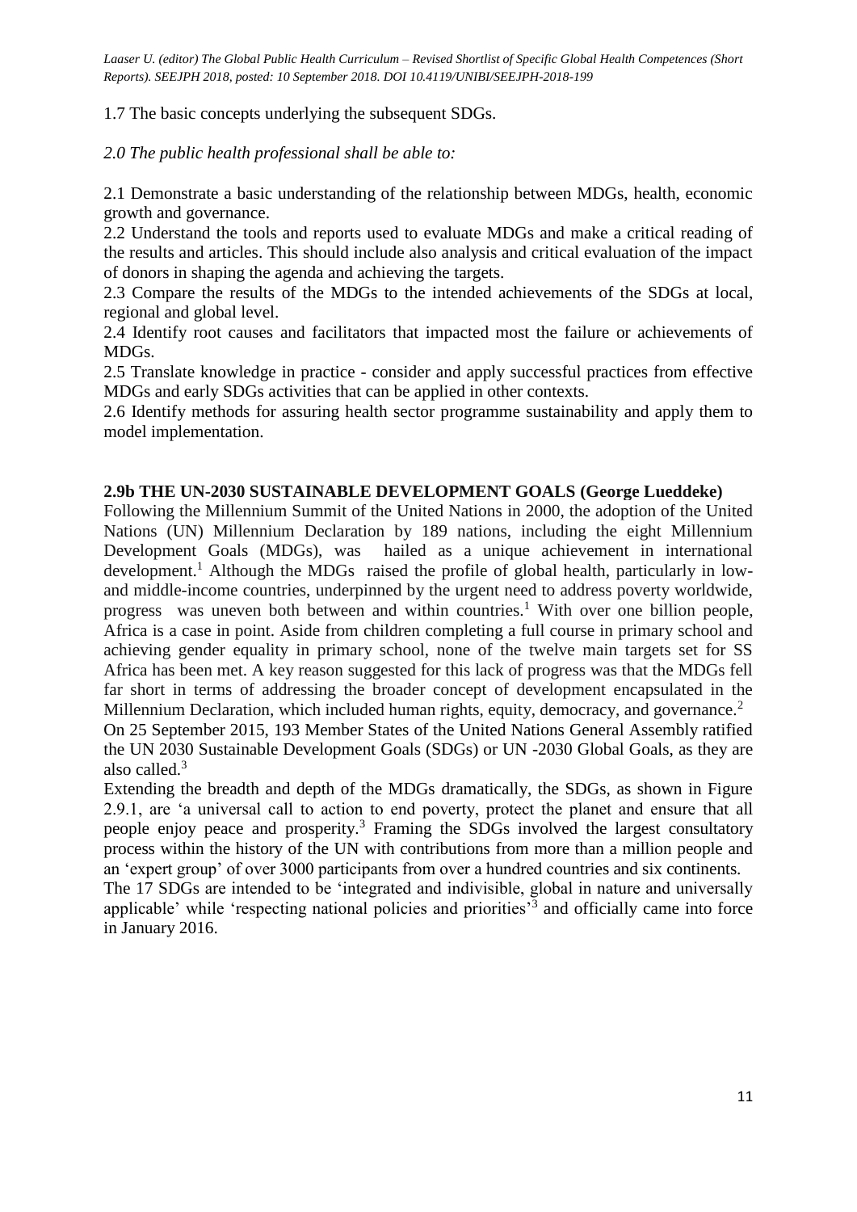1.7 The basic concepts underlying the subsequent SDGs.

*2.0 The public health professional shall be able to:*

2.1 Demonstrate a basic understanding of the relationship between MDGs, health, economic growth and governance.
2.2 Understand the tools and reports used to evaluate MDGs and make a critical reading of the results and articles. This should include also analysis and critical evaluation of the impact of donors in shaping the agenda and achieving the targets.
2.3 Compare the results of the MDGs to the intended achievements of the SDGs at local, regional and global level.
2.4 Identify root causes and facilitators that impacted most the failure or achievements of MDGs.
2.5 Translate knowledge in practice - consider and apply successful practices from effective MDGs and early SDGs activities that can be applied in other contexts.
2.6 Identify methods for assuring health sector programme sustainability and apply them to model implementation.

## 2.9b THE UN-2030 SUSTAINABLE DEVELOPMENT GOALS (George Lueddeke)

Following the Millennium Summit of the United Nations in 2000, the adoption of the United Nations (UN) Millennium Declaration by 189 nations, including the eight Millennium Development Goals (MDGs), was hailed as a unique achievement in international development.[1] Although the MDGs raised the profile of global health, particularly in low- and middle-income countries, underpinned by the urgent need to address poverty worldwide, progress was uneven both between and within countries.[1] With over one billion people, Africa is a case in point. Aside from children completing a full course in primary school and achieving gender equality in primary school, none of the twelve main targets set for SS Africa has been met. A key reason suggested for this lack of progress was that the MDGs fell far short in terms of addressing the broader concept of development encapsulated in the Millennium Declaration, which included human rights, equity, democracy, and governance.[2]
On 25 September 2015, 193 Member States of the United Nations General Assembly ratified the UN 2030 Sustainable Development Goals (SDGs) or UN -2030 Global Goals, as they are also called.[3]
Extending the breadth and depth of the MDGs dramatically, the SDGs, as shown in Figure 2.9.1, are 'a universal call to action to end poverty, protect the planet and ensure that all people enjoy peace and prosperity.[3] Framing the SDGs involved the largest consultatory process within the history of the UN with contributions from more than a million people and an 'expert group' of over 3000 participants from over a hundred countries and six continents.
The 17 SDGs are intended to be 'integrated and indivisible, global in nature and universally applicable' while 'respecting national policies and priorities'[3] and officially came into force in January 2016.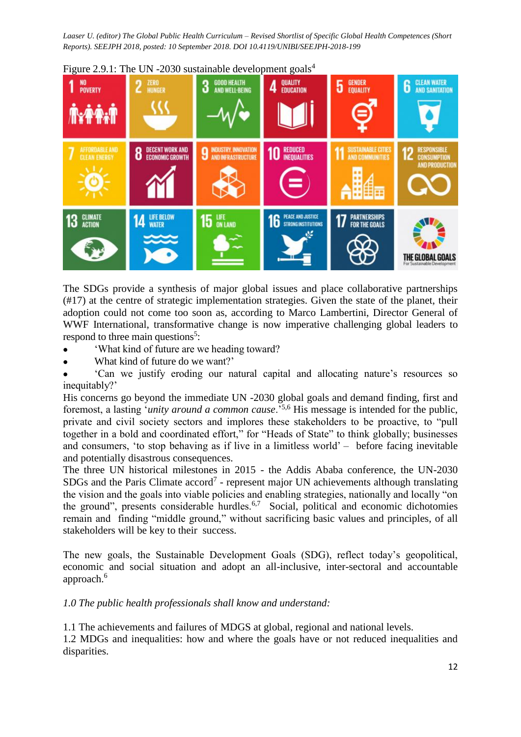Figure 2.9.1: The UN -2030 sustainable development goals[4]

The SDGs provide a synthesis of major global issues and place collaborative partnerships (#17) at the centre of strategic implementation strategies. Given the state of the planet, their adoption could not come too soon as, according to Marco Lambertini, Director General of WWF International, transformative change is now imperative challenging global leaders to respond to three main questions[5]:

- 'What kind of future are we heading toward?
- What kind of future do we want?'
- 'Can we justify eroding our natural capital and allocating nature's resources so inequitably?'

His concerns go beyond the immediate UN -2030 global goals and demand finding, first and foremost, a lasting '*unity around a common cause*.'[5,6] His message is intended for the public, private and civil society sectors and implores these stakeholders to be proactive, to "pull together in a bold and coordinated effort," for "Heads of State" to think globally; businesses and consumers, 'to stop behaving as if live in a limitless world' – before facing inevitable and potentially disastrous consequences.

The three UN historical milestones in 2015 - the Addis Ababa conference, the UN-2030 SDGs and the Paris Climate accord[7] - represent major UN achievements although translating the vision and the goals into viable policies and enabling strategies, nationally and locally "on the ground", presents considerable hurdles.[6,7] Social, political and economic dichotomies remain and finding "middle ground," without sacrificing basic values and principles, of all stakeholders will be key to their success.

The new goals, the Sustainable Development Goals (SDG), reflect today's geopolitical, economic and social situation and adopt an all-inclusive, inter-sectoral and accountable approach.[6]

*1.0 The public health professionals shall know and understand:*

1.1 The achievements and failures of MDGS at global, regional and national levels.
1.2 MDGs and inequalities: how and where the goals have or not reduced inequalities and disparities.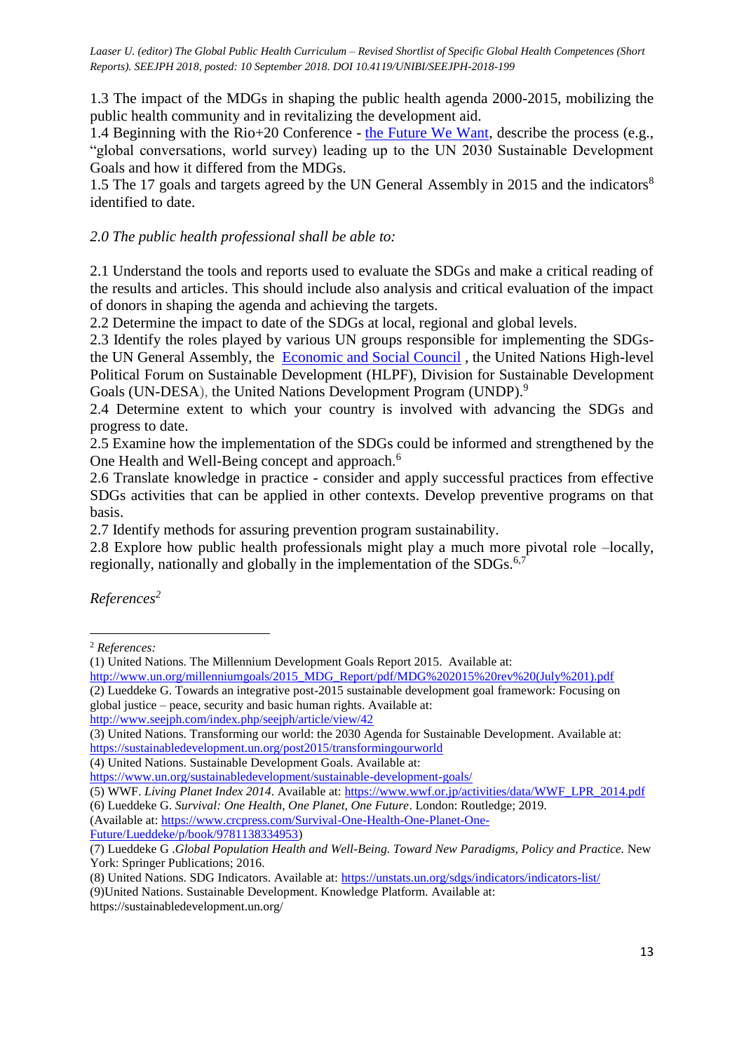1.3 The impact of the MDGs in shaping the public health agenda 2000-2015, mobilizing the public health community and in revitalizing the development aid.

1.4 Beginning with the Rio+20 Conference - the Future We Want, describe the process (e.g., "global conversations, world survey) leading up to the UN 2030 Sustainable Development Goals and how it differed from the MDGs.

1.5 The 17 goals and targets agreed by the UN General Assembly in 2015 and the indicators[8] identified to date.

*2.0 The public health professional shall be able to:*

2.1 Understand the tools and reports used to evaluate the SDGs and make a critical reading of the results and articles. This should include also analysis and critical evaluation of the impact of donors in shaping the agenda and achieving the targets.

2.2 Determine the impact to date of the SDGs at local, regional and global levels.

2.3 Identify the roles played by various UN groups responsible for implementing the SDGs- the UN General Assembly, the Economic and Social Council , the United Nations High-level Political Forum on Sustainable Development (HLPF), Division for Sustainable Development Goals (UN-DESA), the United Nations Development Program (UNDP).[9]

2.4 Determine extent to which your country is involved with advancing the SDGs and progress to date.

2.5 Examine how the implementation of the SDGs could be informed and strengthened by the One Health and Well-Being concept and approach.[6]

2.6 Translate knowledge in practice - consider and apply successful practices from effective SDGs activities that can be applied in other contexts. Develop preventive programs on that basis.

2.7 Identify methods for assuring prevention program sustainability.

2.8 Explore how public health professionals might play a much more pivotal role –locally, regionally, nationally and globally in the implementation of the SDGs.[6,7]

*References*[2]

---

[2] *References:*

(1) United Nations. The Millennium Development Goals Report 2015. Available at: http://www.un.org/millenniumgoals/2015_MDG_Report/pdf/MDG%202015%20rev%20(July%201).pdf

(2) Lueddeke G. Towards an integrative post-2015 sustainable development goal framework: Focusing on global justice – peace, security and basic human rights. Available at: http://www.seejph.com/index.php/seejph/article/view/42

(3) United Nations. Transforming our world: the 2030 Agenda for Sustainable Development. Available at: https://sustainabledevelopment.un.org/post2015/transformingourworld

(4) United Nations. Sustainable Development Goals. Available at: https://www.un.org/sustainabledevelopment/sustainable-development-goals/

(5) WWF. *Living Planet Index 2014*. Available at: https://www.wwf.or.jp/activities/data/WWF_LPR_2014.pdf

(6) Lueddeke G. *Survival: One Health, One Planet, One Future*. London: Routledge; 2019. (Available at: https://www.crcpress.com/Survival-One-Health-One-Planet-One-Future/Lueddeke/p/book/9781138334953)

(7) Lueddeke G .*Global Population Health and Well-Being. Toward New Paradigms, Policy and Practice.* New York: Springer Publications; 2016.

(8) United Nations. SDG Indicators. Available at: https://unstats.un.org/sdgs/indicators/indicators-list/

(9)United Nations. Sustainable Development. Knowledge Platform. Available at: https://sustainabledevelopment.un.org/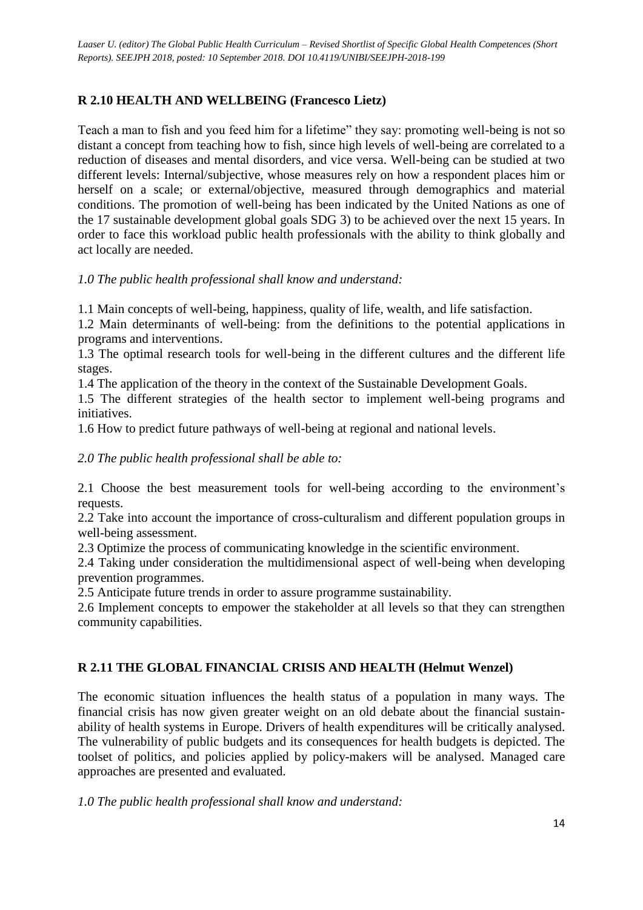## R 2.10 HEALTH AND WELLBEING (Francesco Lietz)

Teach a man to fish and you feed him for a lifetime" they say: promoting well-being is not so distant a concept from teaching how to fish, since high levels of well-being are correlated to a reduction of diseases and mental disorders, and vice versa. Well-being can be studied at two different levels: Internal/subjective, whose measures rely on how a respondent places him or herself on a scale; or external/objective, measured through demographics and material conditions. The promotion of well-being has been indicated by the United Nations as one of the 17 sustainable development global goals SDG 3) to be achieved over the next 15 years. In order to face this workload public health professionals with the ability to think globally and act locally are needed.

*1.0 The public health professional shall know and understand:*

1.1 Main concepts of well-being, happiness, quality of life, wealth, and life satisfaction.
1.2 Main determinants of well-being: from the definitions to the potential applications in programs and interventions.
1.3 The optimal research tools for well-being in the different cultures and the different life stages.
1.4 The application of the theory in the context of the Sustainable Development Goals.
1.5 The different strategies of the health sector to implement well-being programs and initiatives.
1.6 How to predict future pathways of well-being at regional and national levels.

*2.0 The public health professional shall be able to:*

2.1 Choose the best measurement tools for well-being according to the environment's requests.
2.2 Take into account the importance of cross-culturalism and different population groups in well-being assessment.
2.3 Optimize the process of communicating knowledge in the scientific environment.
2.4 Taking under consideration the multidimensional aspect of well-being when developing prevention programmes.
2.5 Anticipate future trends in order to assure programme sustainability.
2.6 Implement concepts to empower the stakeholder at all levels so that they can strengthen community capabilities.

## R 2.11 THE GLOBAL FINANCIAL CRISIS AND HEALTH (Helmut Wenzel)

The economic situation influences the health status of a population in many ways. The financial crisis has now given greater weight on an old debate about the financial sustainability of health systems in Europe. Drivers of health expenditures will be critically analysed. The vulnerability of public budgets and its consequences for health budgets is depicted. The toolset of politics, and policies applied by policy-makers will be analysed. Managed care approaches are presented and evaluated.

*1.0 The public health professional shall know and understand:*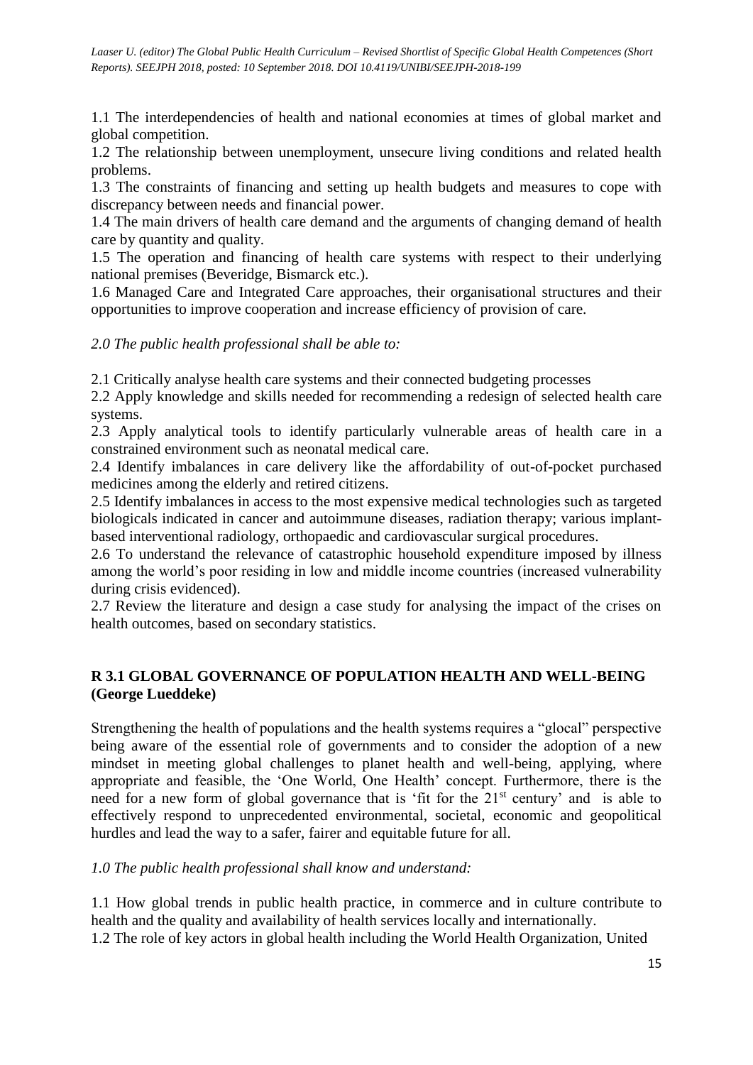1.1 The interdependencies of health and national economies at times of global market and global competition.

1.2 The relationship between unemployment, unsecure living conditions and related health problems.

1.3 The constraints of financing and setting up health budgets and measures to cope with discrepancy between needs and financial power.

1.4 The main drivers of health care demand and the arguments of changing demand of health care by quantity and quality.

1.5 The operation and financing of health care systems with respect to their underlying national premises (Beveridge, Bismarck etc.).

1.6 Managed Care and Integrated Care approaches, their organisational structures and their opportunities to improve cooperation and increase efficiency of provision of care.

*2.0 The public health professional shall be able to:*

2.1 Critically analyse health care systems and their connected budgeting processes

2.2 Apply knowledge and skills needed for recommending a redesign of selected health care systems.

2.3 Apply analytical tools to identify particularly vulnerable areas of health care in a constrained environment such as neonatal medical care.

2.4 Identify imbalances in care delivery like the affordability of out-of-pocket purchased medicines among the elderly and retired citizens.

2.5 Identify imbalances in access to the most expensive medical technologies such as targeted biologicals indicated in cancer and autoimmune diseases, radiation therapy; various implant-based interventional radiology, orthopaedic and cardiovascular surgical procedures.

2.6 To understand the relevance of catastrophic household expenditure imposed by illness among the world's poor residing in low and middle income countries (increased vulnerability during crisis evidenced).

2.7 Review the literature and design a case study for analysing the impact of the crises on health outcomes, based on secondary statistics.

## R 3.1 GLOBAL GOVERNANCE OF POPULATION HEALTH AND WELL-BEING (George Lueddeke)

Strengthening the health of populations and the health systems requires a "glocal" perspective being aware of the essential role of governments and to consider the adoption of a new mindset in meeting global challenges to planet health and well-being, applying, where appropriate and feasible, the 'One World, One Health' concept. Furthermore, there is the need for a new form of global governance that is 'fit for the 21st century' and is able to effectively respond to unprecedented environmental, societal, economic and geopolitical hurdles and lead the way to a safer, fairer and equitable future for all.

*1.0 The public health professional shall know and understand:*

1.1 How global trends in public health practice, in commerce and in culture contribute to health and the quality and availability of health services locally and internationally.

1.2 The role of key actors in global health including the World Health Organization, United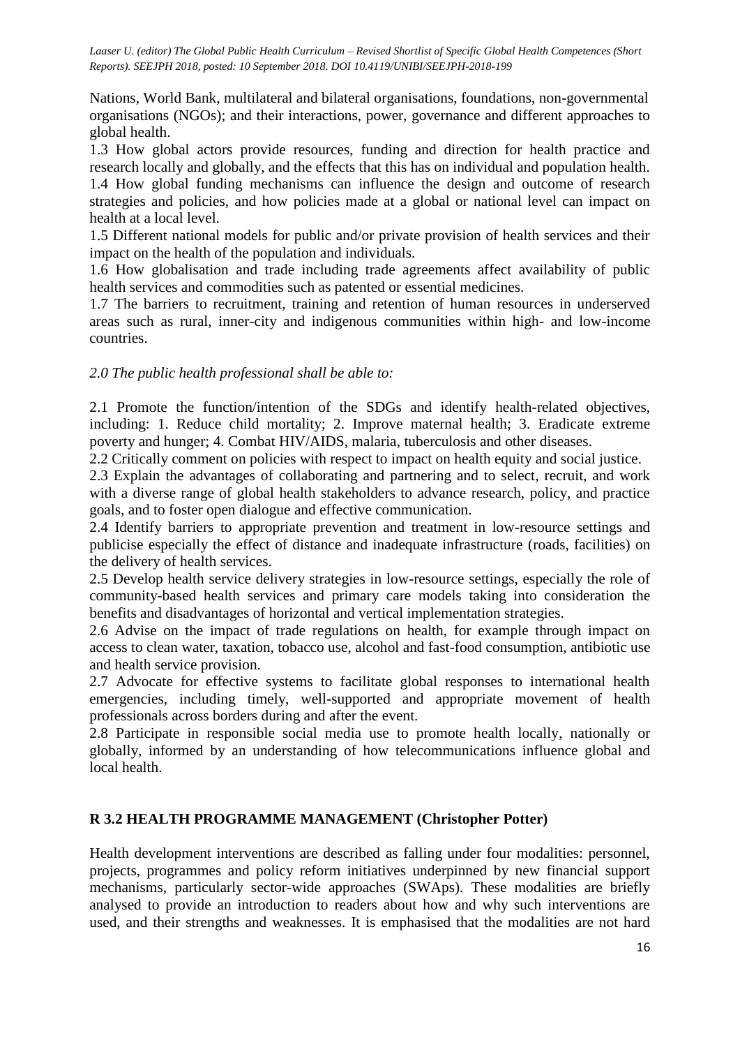Nations, World Bank, multilateral and bilateral organisations, foundations, non-governmental organisations (NGOs); and their interactions, power, governance and different approaches to global health.

1.3 How global actors provide resources, funding and direction for health practice and research locally and globally, and the effects that this has on individual and population health.

1.4 How global funding mechanisms can influence the design and outcome of research strategies and policies, and how policies made at a global or national level can impact on health at a local level.

1.5 Different national models for public and/or private provision of health services and their impact on the health of the population and individuals.

1.6 How globalisation and trade including trade agreements affect availability of public health services and commodities such as patented or essential medicines.

1.7 The barriers to recruitment, training and retention of human resources in underserved areas such as rural, inner-city and indigenous communities within high- and low-income countries.

*2.0 The public health professional shall be able to:*

2.1 Promote the function/intention of the SDGs and identify health-related objectives, including: 1. Reduce child mortality; 2. Improve maternal health; 3. Eradicate extreme poverty and hunger; 4. Combat HIV/AIDS, malaria, tuberculosis and other diseases.

2.2 Critically comment on policies with respect to impact on health equity and social justice.

2.3 Explain the advantages of collaborating and partnering and to select, recruit, and work with a diverse range of global health stakeholders to advance research, policy, and practice goals, and to foster open dialogue and effective communication.

2.4 Identify barriers to appropriate prevention and treatment in low-resource settings and publicise especially the effect of distance and inadequate infrastructure (roads, facilities) on the delivery of health services.

2.5 Develop health service delivery strategies in low-resource settings, especially the role of community-based health services and primary care models taking into consideration the benefits and disadvantages of horizontal and vertical implementation strategies.

2.6 Advise on the impact of trade regulations on health, for example through impact on access to clean water, taxation, tobacco use, alcohol and fast-food consumption, antibiotic use and health service provision.

2.7 Advocate for effective systems to facilitate global responses to international health emergencies, including timely, well-supported and appropriate movement of health professionals across borders during and after the event.

2.8 Participate in responsible social media use to promote health locally, nationally or globally, informed by an understanding of how telecommunications influence global and local health.

## R 3.2 HEALTH PROGRAMME MANAGEMENT (Christopher Potter)

Health development interventions are described as falling under four modalities: personnel, projects, programmes and policy reform initiatives underpinned by new financial support mechanisms, particularly sector-wide approaches (SWAps). These modalities are briefly analysed to provide an introduction to readers about how and why such interventions are used, and their strengths and weaknesses. It is emphasised that the modalities are not hard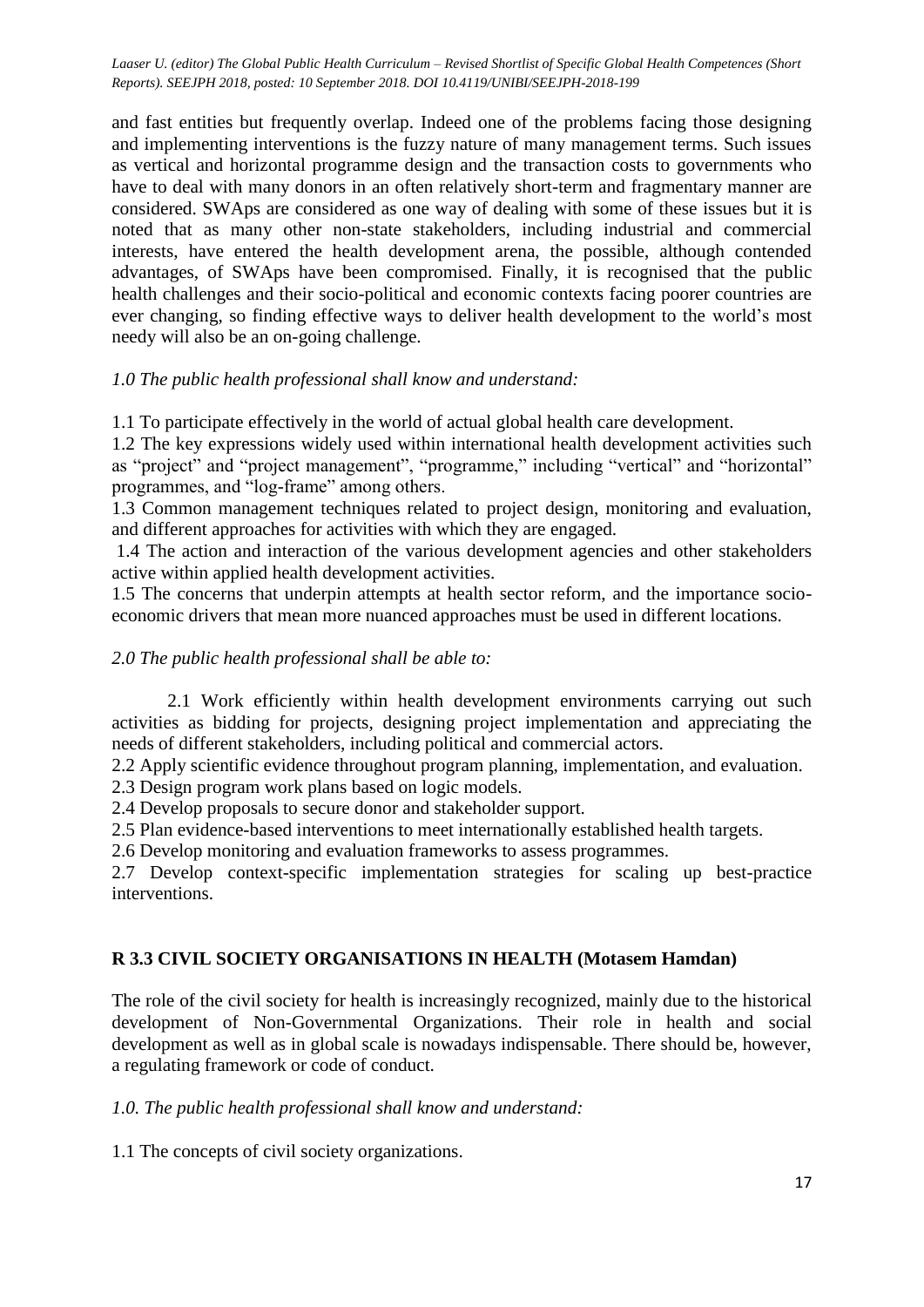and fast entities but frequently overlap. Indeed one of the problems facing those designing and implementing interventions is the fuzzy nature of many management terms. Such issues as vertical and horizontal programme design and the transaction costs to governments who have to deal with many donors in an often relatively short-term and fragmentary manner are considered. SWAps are considered as one way of dealing with some of these issues but it is noted that as many other non-state stakeholders, including industrial and commercial interests, have entered the health development arena, the possible, although contended advantages, of SWAps have been compromised. Finally, it is recognised that the public health challenges and their socio-political and economic contexts facing poorer countries are ever changing, so finding effective ways to deliver health development to the world's most needy will also be an on-going challenge.

*1.0 The public health professional shall know and understand:*

1.1 To participate effectively in the world of actual global health care development.
1.2 The key expressions widely used within international health development activities such as "project" and "project management", "programme," including "vertical" and "horizontal" programmes, and "log-frame" among others.
1.3 Common management techniques related to project design, monitoring and evaluation, and different approaches for activities with which they are engaged.
1.4 The action and interaction of the various development agencies and other stakeholders active within applied health development activities.
1.5 The concerns that underpin attempts at health sector reform, and the importance socio-economic drivers that mean more nuanced approaches must be used in different locations.

*2.0 The public health professional shall be able to:*

2.1 Work efficiently within health development environments carrying out such activities as bidding for projects, designing project implementation and appreciating the needs of different stakeholders, including political and commercial actors.
2.2 Apply scientific evidence throughout program planning, implementation, and evaluation.
2.3 Design program work plans based on logic models.
2.4 Develop proposals to secure donor and stakeholder support.
2.5 Plan evidence-based interventions to meet internationally established health targets.
2.6 Develop monitoring and evaluation frameworks to assess programmes.
2.7 Develop context-specific implementation strategies for scaling up best-practice interventions.

## R 3.3 CIVIL SOCIETY ORGANISATIONS IN HEALTH (Motasem Hamdan)

The role of the civil society for health is increasingly recognized, mainly due to the historical development of Non-Governmental Organizations. Their role in health and social development as well as in global scale is nowadays indispensable. There should be, however, a regulating framework or code of conduct.

*1.0. The public health professional shall know and understand:*

1.1 The concepts of civil society organizations.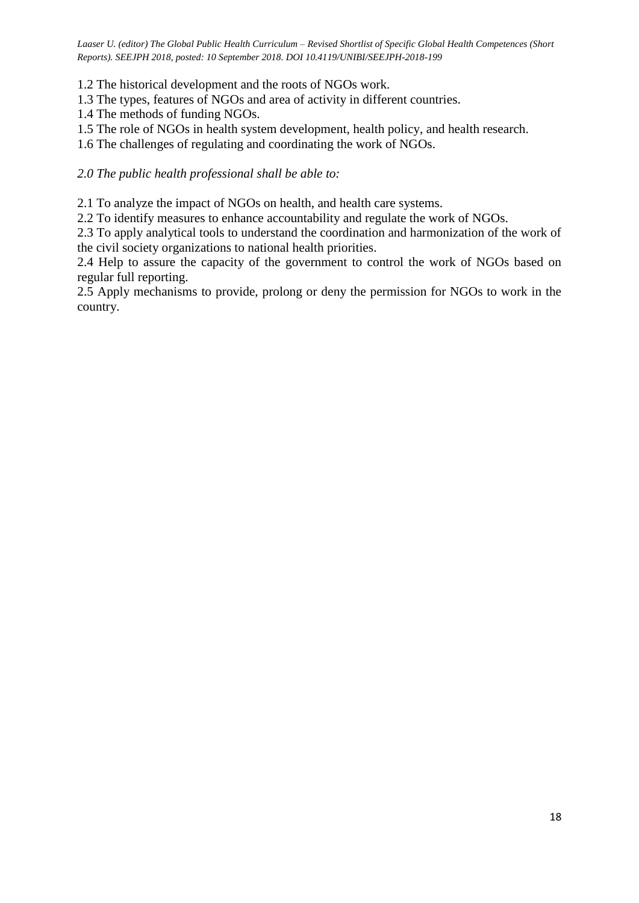1.2 The historical development and the roots of NGOs work.
1.3 The types, features of NGOs and area of activity in different countries.
1.4 The methods of funding NGOs.
1.5 The role of NGOs in health system development, health policy, and health research.
1.6 The challenges of regulating and coordinating the work of NGOs.

*2.0 The public health professional shall be able to:*

2.1 To analyze the impact of NGOs on health, and health care systems.
2.2 To identify measures to enhance accountability and regulate the work of NGOs.
2.3 To apply analytical tools to understand the coordination and harmonization of the work of the civil society organizations to national health priorities.
2.4 Help to assure the capacity of the government to control the work of NGOs based on regular full reporting.
2.5 Apply mechanisms to provide, prolong or deny the permission for NGOs to work in the country.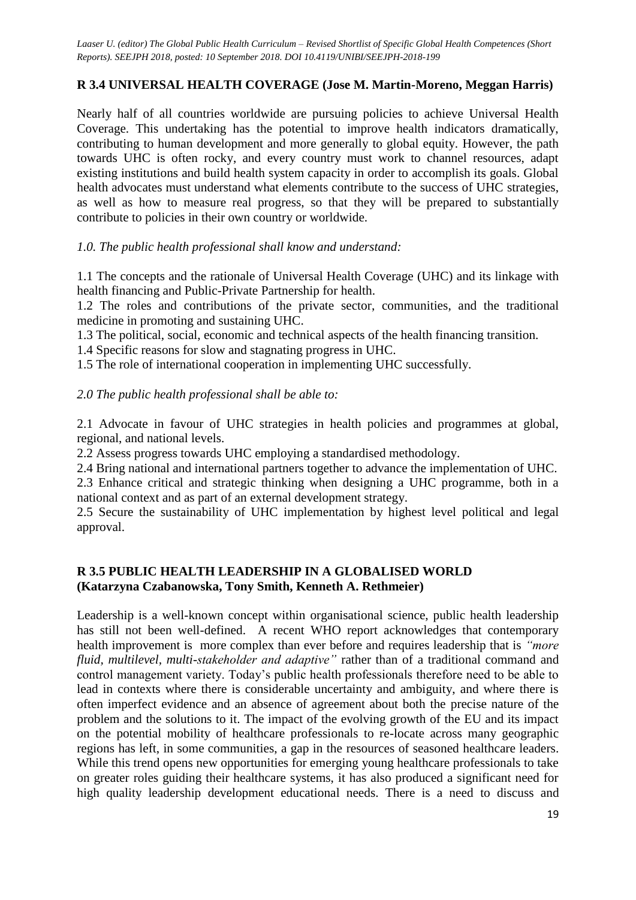## R 3.4 UNIVERSAL HEALTH COVERAGE (Jose M. Martin-Moreno, Meggan Harris)

Nearly half of all countries worldwide are pursuing policies to achieve Universal Health Coverage. This undertaking has the potential to improve health indicators dramatically, contributing to human development and more generally to global equity. However, the path towards UHC is often rocky, and every country must work to channel resources, adapt existing institutions and build health system capacity in order to accomplish its goals. Global health advocates must understand what elements contribute to the success of UHC strategies, as well as how to measure real progress, so that they will be prepared to substantially contribute to policies in their own country or worldwide.

*1.0. The public health professional shall know and understand:*

1.1 The concepts and the rationale of Universal Health Coverage (UHC) and its linkage with health financing and Public-Private Partnership for health.
1.2 The roles and contributions of the private sector, communities, and the traditional medicine in promoting and sustaining UHC.
1.3 The political, social, economic and technical aspects of the health financing transition.
1.4 Specific reasons for slow and stagnating progress in UHC.
1.5 The role of international cooperation in implementing UHC successfully.

*2.0 The public health professional shall be able to:*

2.1 Advocate in favour of UHC strategies in health policies and programmes at global, regional, and national levels.
2.2 Assess progress towards UHC employing a standardised methodology.
2.4 Bring national and international partners together to advance the implementation of UHC.
2.3 Enhance critical and strategic thinking when designing a UHC programme, both in a national context and as part of an external development strategy.
2.5 Secure the sustainability of UHC implementation by highest level political and legal approval.

## R 3.5 PUBLIC HEALTH LEADERSHIP IN A GLOBALISED WORLD (Katarzyna Czabanowska, Tony Smith, Kenneth A. Rethmeier)

Leadership is a well-known concept within organisational science, public health leadership has still not been well-defined. A recent WHO report acknowledges that contemporary health improvement is more complex than ever before and requires leadership that is *"more fluid, multilevel, multi-stakeholder and adaptive"* rather than of a traditional command and control management variety. Today's public health professionals therefore need to be able to lead in contexts where there is considerable uncertainty and ambiguity, and where there is often imperfect evidence and an absence of agreement about both the precise nature of the problem and the solutions to it. The impact of the evolving growth of the EU and its impact on the potential mobility of healthcare professionals to re-locate across many geographic regions has left, in some communities, a gap in the resources of seasoned healthcare leaders. While this trend opens new opportunities for emerging young healthcare professionals to take on greater roles guiding their healthcare systems, it has also produced a significant need for high quality leadership development educational needs. There is a need to discuss and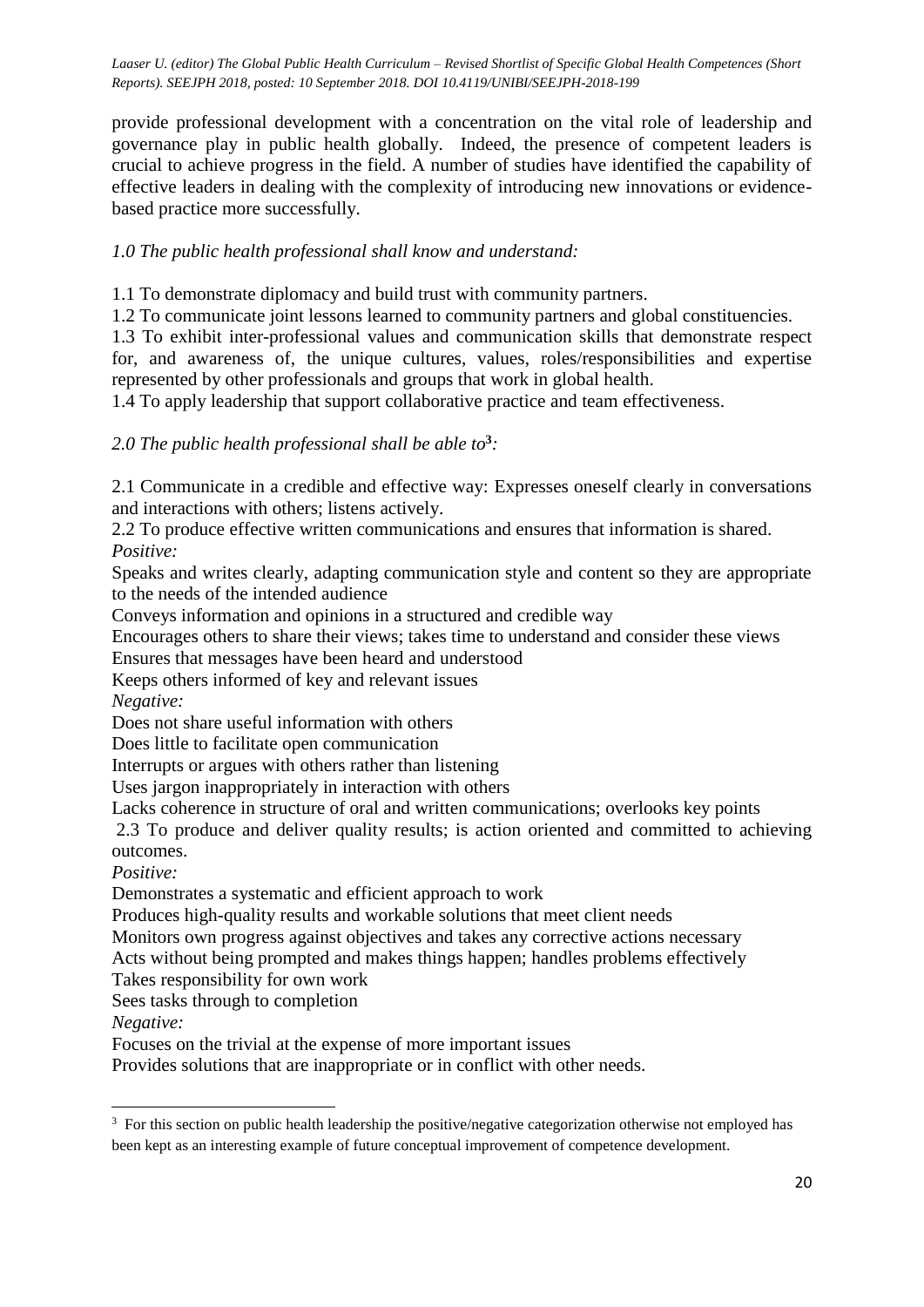provide professional development with a concentration on the vital role of leadership and governance play in public health globally. Indeed, the presence of competent leaders is crucial to achieve progress in the field. A number of studies have identified the capability of effective leaders in dealing with the complexity of introducing new innovations or evidence-based practice more successfully.

*1.0 The public health professional shall know and understand:*

1.1 To demonstrate diplomacy and build trust with community partners.
1.2 To communicate joint lessons learned to community partners and global constituencies.
1.3 To exhibit inter-professional values and communication skills that demonstrate respect for, and awareness of, the unique cultures, values, roles/responsibilities and expertise represented by other professionals and groups that work in global health.
1.4 To apply leadership that support collaborative practice and team effectiveness.

*2.0 The public health professional shall be able to*[3]*:*

2.1 Communicate in a credible and effective way: Expresses oneself clearly in conversations and interactions with others; listens actively.
2.2 To produce effective written communications and ensures that information is shared.
*Positive:*
Speaks and writes clearly, adapting communication style and content so they are appropriate to the needs of the intended audience
Conveys information and opinions in a structured and credible way
Encourages others to share their views; takes time to understand and consider these views
Ensures that messages have been heard and understood
Keeps others informed of key and relevant issues
*Negative:*
Does not share useful information with others
Does little to facilitate open communication
Interrupts or argues with others rather than listening
Uses jargon inappropriately in interaction with others
Lacks coherence in structure of oral and written communications; overlooks key points
2.3 To produce and deliver quality results; is action oriented and committed to achieving outcomes.
*Positive:*
Demonstrates a systematic and efficient approach to work
Produces high-quality results and workable solutions that meet client needs
Monitors own progress against objectives and takes any corrective actions necessary
Acts without being prompted and makes things happen; handles problems effectively
Takes responsibility for own work
Sees tasks through to completion
*Negative:*
Focuses on the trivial at the expense of more important issues
Provides solutions that are inappropriate or in conflict with other needs.

---

[3] For this section on public health leadership the positive/negative categorization otherwise not employed has been kept as an interesting example of future conceptual improvement of competence development.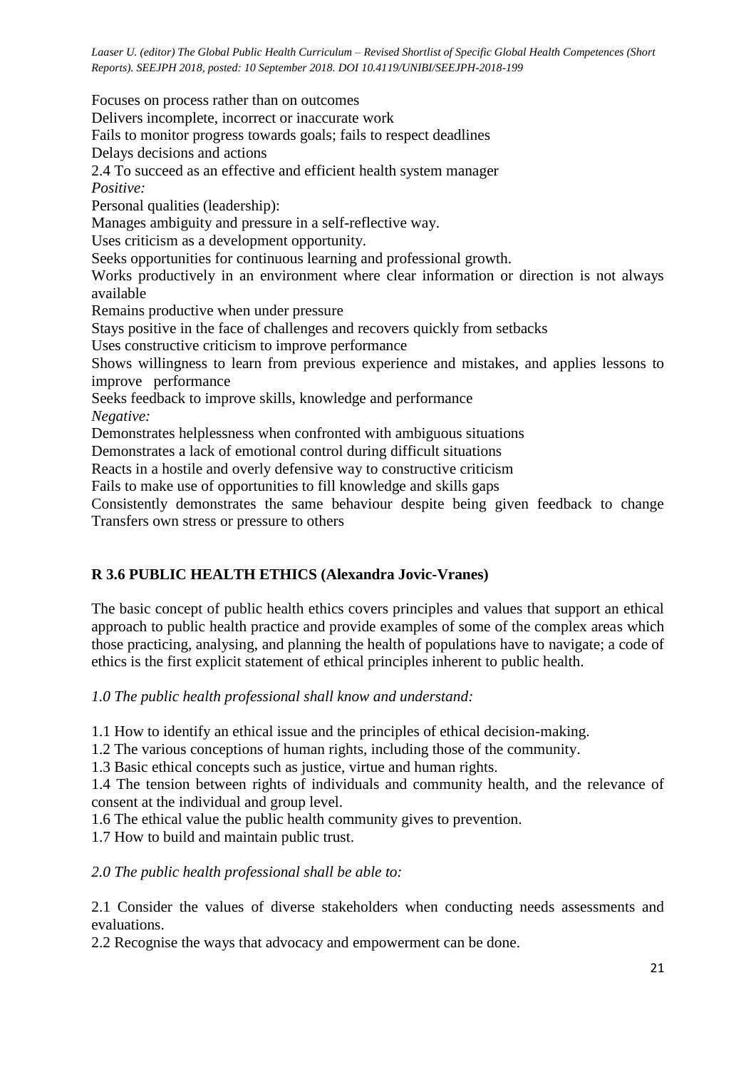Focuses on process rather than on outcomes
Delivers incomplete, incorrect or inaccurate work
Fails to monitor progress towards goals; fails to respect deadlines
Delays decisions and actions

2.4 To succeed as an effective and efficient health system manager

*Positive:*

Personal qualities (leadership):
Manages ambiguity and pressure in a self-reflective way.
Uses criticism as a development opportunity.
Seeks opportunities for continuous learning and professional growth.
Works productively in an environment where clear information or direction is not always available
Remains productive when under pressure
Stays positive in the face of challenges and recovers quickly from setbacks
Uses constructive criticism to improve performance
Shows willingness to learn from previous experience and mistakes, and applies lessons to improve performance
Seeks feedback to improve skills, knowledge and performance

*Negative:*

Demonstrates helplessness when confronted with ambiguous situations
Demonstrates a lack of emotional control during difficult situations
Reacts in a hostile and overly defensive way to constructive criticism
Fails to make use of opportunities to fill knowledge and skills gaps
Consistently demonstrates the same behaviour despite being given feedback to change
Transfers own stress or pressure to others

## R 3.6 PUBLIC HEALTH ETHICS (Alexandra Jovic-Vranes)

The basic concept of public health ethics covers principles and values that support an ethical approach to public health practice and provide examples of some of the complex areas which those practicing, analysing, and planning the health of populations have to navigate; a code of ethics is the first explicit statement of ethical principles inherent to public health.

*1.0 The public health professional shall know and understand:*

1.1 How to identify an ethical issue and the principles of ethical decision-making.
1.2 The various conceptions of human rights, including those of the community.
1.3 Basic ethical concepts such as justice, virtue and human rights.
1.4 The tension between rights of individuals and community health, and the relevance of consent at the individual and group level.
1.6 The ethical value the public health community gives to prevention.
1.7 How to build and maintain public trust.

*2.0 The public health professional shall be able to:*

2.1 Consider the values of diverse stakeholders when conducting needs assessments and evaluations.
2.2 Recognise the ways that advocacy and empowerment can be done.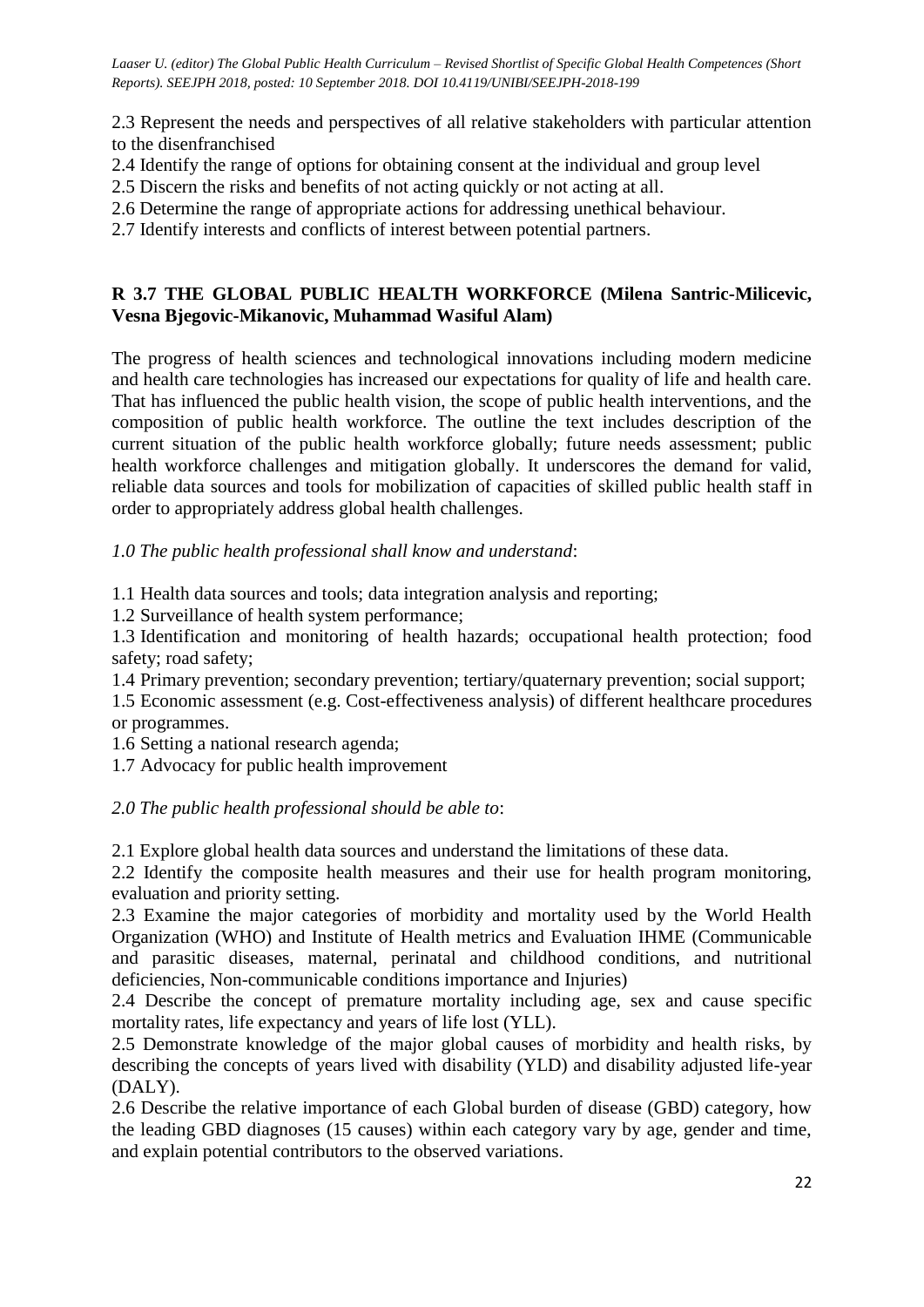2.3 Represent the needs and perspectives of all relative stakeholders with particular attention to the disenfranchised

2.4 Identify the range of options for obtaining consent at the individual and group level

2.5 Discern the risks and benefits of not acting quickly or not acting at all.

2.6 Determine the range of appropriate actions for addressing unethical behaviour.

2.7 Identify interests and conflicts of interest between potential partners.

## R 3.7 THE GLOBAL PUBLIC HEALTH WORKFORCE (Milena Santric-Milicevic, Vesna Bjegovic-Mikanovic, Muhammad Wasiful Alam)

The progress of health sciences and technological innovations including modern medicine and health care technologies has increased our expectations for quality of life and health care. That has influenced the public health vision, the scope of public health interventions, and the composition of public health workforce. The outline the text includes description of the current situation of the public health workforce globally; future needs assessment; public health workforce challenges and mitigation globally. It underscores the demand for valid, reliable data sources and tools for mobilization of capacities of skilled public health staff in order to appropriately address global health challenges.

*1.0 The public health professional shall know and understand*:

1.1 Health data sources and tools; data integration analysis and reporting;

1.2 Surveillance of health system performance;

1.3 Identification and monitoring of health hazards; occupational health protection; food safety; road safety;

1.4 Primary prevention; secondary prevention; tertiary/quaternary prevention; social support;

1.5 Economic assessment (e.g. Cost-effectiveness analysis) of different healthcare procedures or programmes.

1.6 Setting a national research agenda;

1.7 Advocacy for public health improvement

*2.0 The public health professional should be able to*:

2.1 Explore global health data sources and understand the limitations of these data.

2.2 Identify the composite health measures and their use for health program monitoring, evaluation and priority setting.

2.3 Examine the major categories of morbidity and mortality used by the World Health Organization (WHO) and Institute of Health metrics and Evaluation IHME (Communicable and parasitic diseases, maternal, perinatal and childhood conditions, and nutritional deficiencies, Non-communicable conditions importance and Injuries)

2.4 Describe the concept of premature mortality including age, sex and cause specific mortality rates, life expectancy and years of life lost (YLL).

2.5 Demonstrate knowledge of the major global causes of morbidity and health risks, by describing the concepts of years lived with disability (YLD) and disability adjusted life-year (DALY).

2.6 Describe the relative importance of each Global burden of disease (GBD) category, how the leading GBD diagnoses (15 causes) within each category vary by age, gender and time, and explain potential contributors to the observed variations.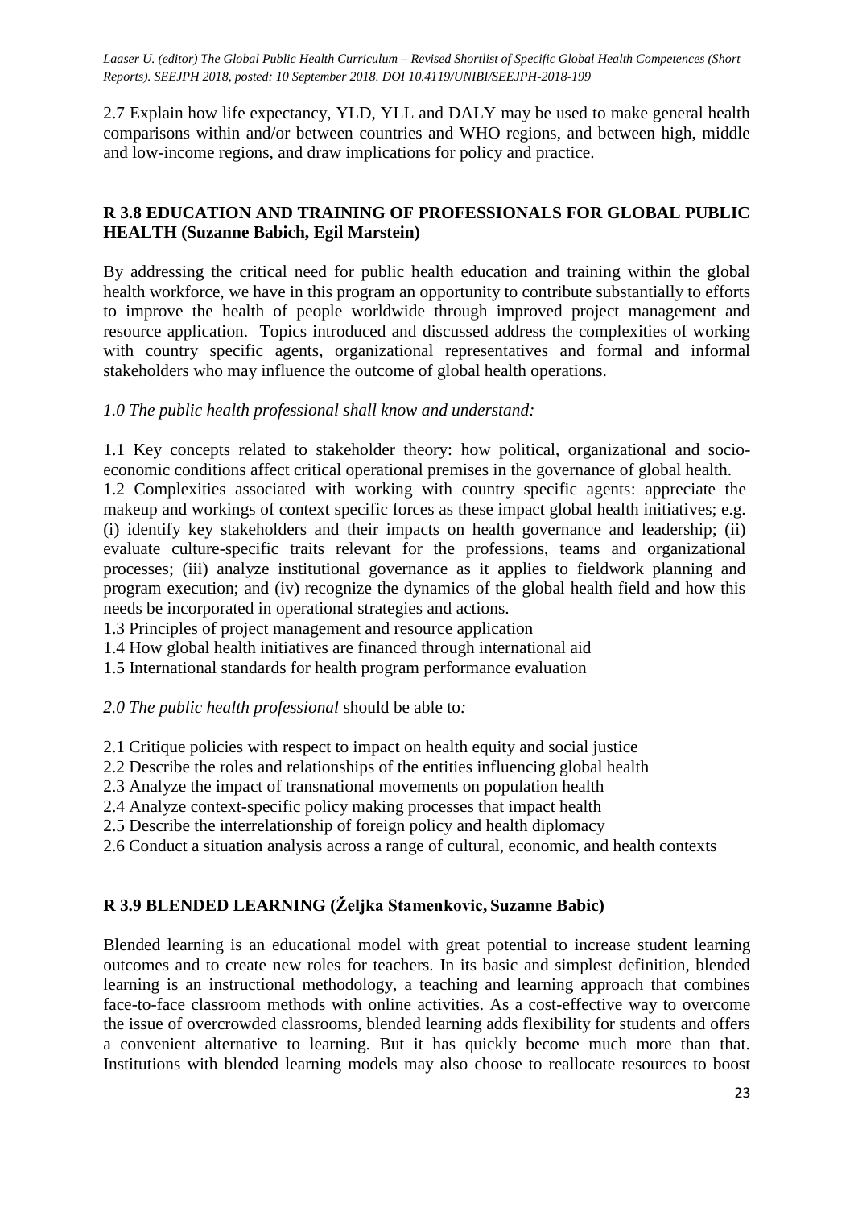2.7 Explain how life expectancy, YLD, YLL and DALY may be used to make general health comparisons within and/or between countries and WHO regions, and between high, middle and low-income regions, and draw implications for policy and practice.

## R 3.8 EDUCATION AND TRAINING OF PROFESSIONALS FOR GLOBAL PUBLIC HEALTH (Suzanne Babich, Egil Marstein)

By addressing the critical need for public health education and training within the global health workforce, we have in this program an opportunity to contribute substantially to efforts to improve the health of people worldwide through improved project management and resource application. Topics introduced and discussed address the complexities of working with country specific agents, organizational representatives and formal and informal stakeholders who may influence the outcome of global health operations.

*1.0 The public health professional shall know and understand:*

1.1 Key concepts related to stakeholder theory: how political, organizational and socio-economic conditions affect critical operational premises in the governance of global health.
1.2 Complexities associated with working with country specific agents: appreciate the makeup and workings of context specific forces as these impact global health initiatives; e.g. (i) identify key stakeholders and their impacts on health governance and leadership; (ii) evaluate culture-specific traits relevant for the professions, teams and organizational processes; (iii) analyze institutional governance as it applies to fieldwork planning and program execution; and (iv) recognize the dynamics of the global health field and how this needs be incorporated in operational strategies and actions.
1.3 Principles of project management and resource application
1.4 How global health initiatives are financed through international aid
1.5 International standards for health program performance evaluation

*2.0 The public health professional* should be able to*:*

2.1 Critique policies with respect to impact on health equity and social justice
2.2 Describe the roles and relationships of the entities influencing global health
2.3 Analyze the impact of transnational movements on population health
2.4 Analyze context-specific policy making processes that impact health
2.5 Describe the interrelationship of foreign policy and health diplomacy
2.6 Conduct a situation analysis across a range of cultural, economic, and health contexts

## R 3.9 BLENDED LEARNING (Željka Stamenkovic, Suzanne Babic)

Blended learning is an educational model with great potential to increase student learning outcomes and to create new roles for teachers. In its basic and simplest definition, blended learning is an instructional methodology, a teaching and learning approach that combines face-to-face classroom methods with online activities. As a cost-effective way to overcome the issue of overcrowded classrooms, blended learning adds flexibility for students and offers a convenient alternative to learning. But it has quickly become much more than that. Institutions with blended learning models may also choose to reallocate resources to boost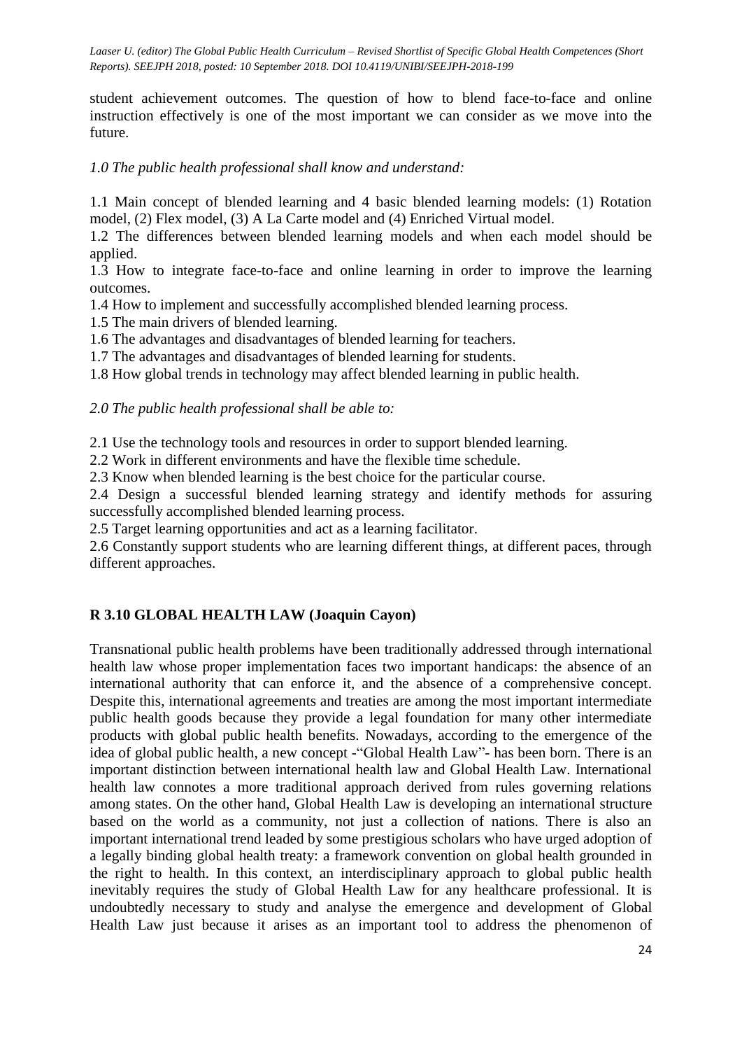student achievement outcomes. The question of how to blend face-to-face and online instruction effectively is one of the most important we can consider as we move into the future.

*1.0 The public health professional shall know and understand:*

1.1 Main concept of blended learning and 4 basic blended learning models: (1) Rotation model, (2) Flex model, (3) A La Carte model and (4) Enriched Virtual model.
1.2 The differences between blended learning models and when each model should be applied.
1.3 How to integrate face-to-face and online learning in order to improve the learning outcomes.
1.4 How to implement and successfully accomplished blended learning process.
1.5 The main drivers of blended learning.
1.6 The advantages and disadvantages of blended learning for teachers.
1.7 The advantages and disadvantages of blended learning for students.
1.8 How global trends in technology may affect blended learning in public health.

*2.0 The public health professional shall be able to:*

2.1 Use the technology tools and resources in order to support blended learning.
2.2 Work in different environments and have the flexible time schedule.
2.3 Know when blended learning is the best choice for the particular course.
2.4 Design a successful blended learning strategy and identify methods for assuring successfully accomplished blended learning process.
2.5 Target learning opportunities and act as a learning facilitator.
2.6 Constantly support students who are learning different things, at different paces, through different approaches.

## R 3.10 GLOBAL HEALTH LAW (Joaquin Cayon)

Transnational public health problems have been traditionally addressed through international health law whose proper implementation faces two important handicaps: the absence of an international authority that can enforce it, and the absence of a comprehensive concept. Despite this, international agreements and treaties are among the most important intermediate public health goods because they provide a legal foundation for many other intermediate products with global public health benefits. Nowadays, according to the emergence of the idea of global public health, a new concept -"Global Health Law"- has been born. There is an important distinction between international health law and Global Health Law. International health law connotes a more traditional approach derived from rules governing relations among states. On the other hand, Global Health Law is developing an international structure based on the world as a community, not just a collection of nations. There is also an important international trend leaded by some prestigious scholars who have urged adoption of a legally binding global health treaty: a framework convention on global health grounded in the right to health. In this context, an interdisciplinary approach to global public health inevitably requires the study of Global Health Law for any healthcare professional. It is undoubtedly necessary to study and analyse the emergence and development of Global Health Law just because it arises as an important tool to address the phenomenon of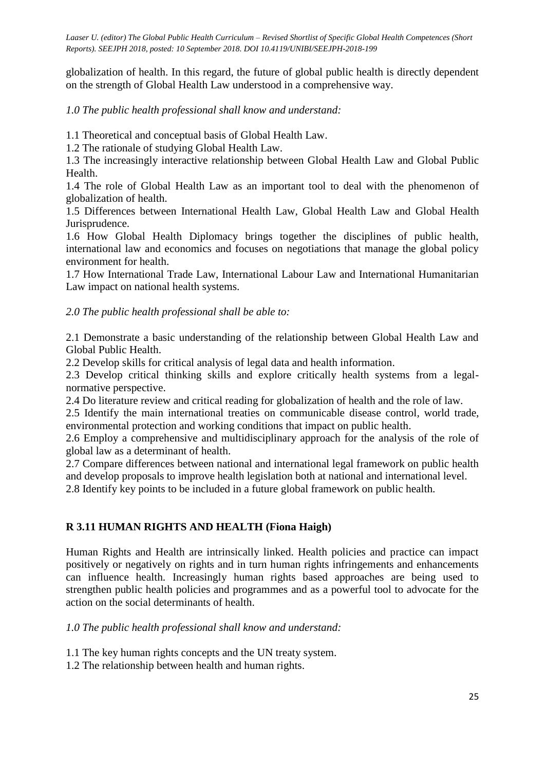globalization of health. In this regard, the future of global public health is directly dependent on the strength of Global Health Law understood in a comprehensive way.

*1.0 The public health professional shall know and understand:*

1.1 Theoretical and conceptual basis of Global Health Law.
1.2 The rationale of studying Global Health Law.
1.3 The increasingly interactive relationship between Global Health Law and Global Public Health.
1.4 The role of Global Health Law as an important tool to deal with the phenomenon of globalization of health.
1.5 Differences between International Health Law, Global Health Law and Global Health Jurisprudence.
1.6 How Global Health Diplomacy brings together the disciplines of public health, international law and economics and focuses on negotiations that manage the global policy environment for health.
1.7 How International Trade Law, International Labour Law and International Humanitarian Law impact on national health systems.

*2.0 The public health professional shall be able to:*

2.1 Demonstrate a basic understanding of the relationship between Global Health Law and Global Public Health.
2.2 Develop skills for critical analysis of legal data and health information.
2.3 Develop critical thinking skills and explore critically health systems from a legal-normative perspective.
2.4 Do literature review and critical reading for globalization of health and the role of law.
2.5 Identify the main international treaties on communicable disease control, world trade, environmental protection and working conditions that impact on public health.
2.6 Employ a comprehensive and multidisciplinary approach for the analysis of the role of global law as a determinant of health.
2.7 Compare differences between national and international legal framework on public health and develop proposals to improve health legislation both at national and international level.
2.8 Identify key points to be included in a future global framework on public health.

## R 3.11 HUMAN RIGHTS AND HEALTH (Fiona Haigh)

Human Rights and Health are intrinsically linked. Health policies and practice can impact positively or negatively on rights and in turn human rights infringements and enhancements can influence health. Increasingly human rights based approaches are being used to strengthen public health policies and programmes and as a powerful tool to advocate for the action on the social determinants of health.

*1.0 The public health professional shall know and understand:*

1.1 The key human rights concepts and the UN treaty system.
1.2 The relationship between health and human rights.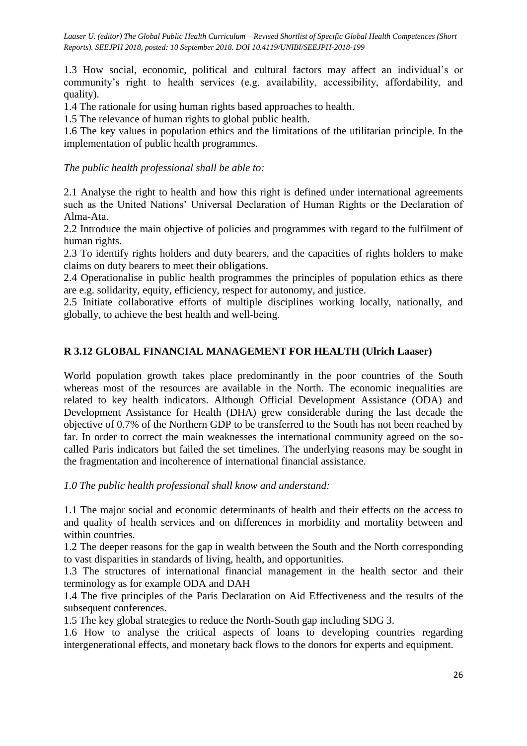1.3 How social, economic, political and cultural factors may affect an individual's or community's right to health services (e.g. availability, accessibility, affordability, and quality).

1.4 The rationale for using human rights based approaches to health.

1.5 The relevance of human rights to global public health.

1.6 The key values in population ethics and the limitations of the utilitarian principle. In the implementation of public health programmes.

*The public health professional shall be able to:*

2.1 Analyse the right to health and how this right is defined under international agreements such as the United Nations' Universal Declaration of Human Rights or the Declaration of Alma-Ata.

2.2 Introduce the main objective of policies and programmes with regard to the fulfilment of human rights.

2.3 To identify rights holders and duty bearers, and the capacities of rights holders to make claims on duty bearers to meet their obligations.

2.4 Operationalise in public health programmes the principles of population ethics as there are e.g. solidarity, equity, efficiency, respect for autonomy, and justice.

2.5 Initiate collaborative efforts of multiple disciplines working locally, nationally, and globally, to achieve the best health and well-being.

## R 3.12 GLOBAL FINANCIAL MANAGEMENT FOR HEALTH (Ulrich Laaser)

World population growth takes place predominantly in the poor countries of the South whereas most of the resources are available in the North. The economic inequalities are related to key health indicators. Although Official Development Assistance (ODA) and Development Assistance for Health (DHA) grew considerable during the last decade the objective of 0.7% of the Northern GDP to be transferred to the South has not been reached by far. In order to correct the main weaknesses the international community agreed on the so-called Paris indicators but failed the set timelines. The underlying reasons may be sought in the fragmentation and incoherence of international financial assistance.

*1.0 The public health professional shall know and understand:*

1.1 The major social and economic determinants of health and their effects on the access to and quality of health services and on differences in morbidity and mortality between and within countries.

1.2 The deeper reasons for the gap in wealth between the South and the North corresponding to vast disparities in standards of living, health, and opportunities.

1.3 The structures of international financial management in the health sector and their terminology as for example ODA and DAH

1.4 The five principles of the Paris Declaration on Aid Effectiveness and the results of the subsequent conferences.

1.5 The key global strategies to reduce the North-South gap including SDG 3.

1.6 How to analyse the critical aspects of loans to developing countries regarding intergenerational effects, and monetary back flows to the donors for experts and equipment.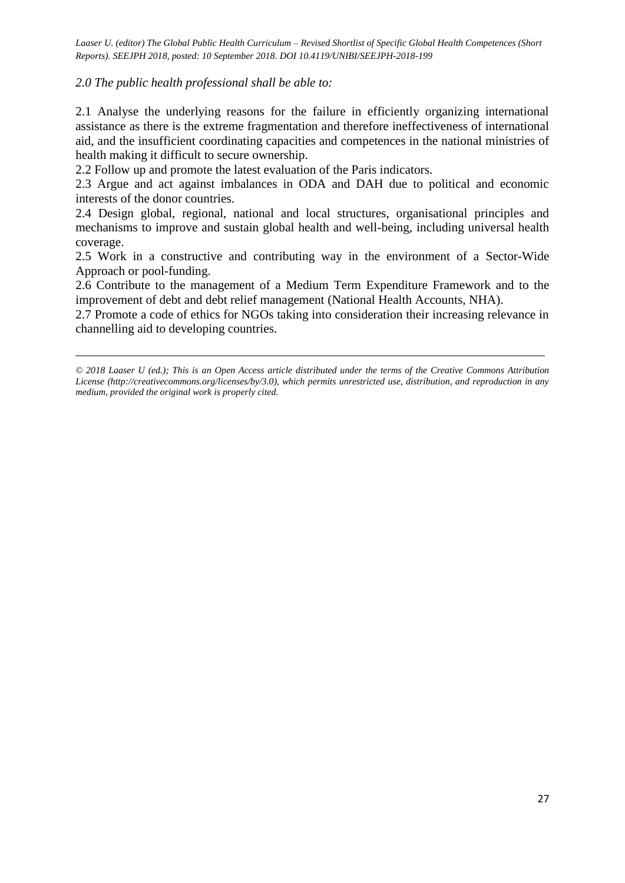*2.0 The public health professional shall be able to:*

2.1 Analyse the underlying reasons for the failure in efficiently organizing international assistance as there is the extreme fragmentation and therefore ineffectiveness of international aid, and the insufficient coordinating capacities and competences in the national ministries of health making it difficult to secure ownership.

2.2 Follow up and promote the latest evaluation of the Paris indicators.

2.3 Argue and act against imbalances in ODA and DAH due to political and economic interests of the donor countries.

2.4 Design global, regional, national and local structures, organisational principles and mechanisms to improve and sustain global health and well-being, including universal health coverage.

2.5 Work in a constructive and contributing way in the environment of a Sector-Wide Approach or pool-funding.

2.6 Contribute to the management of a Medium Term Expenditure Framework and to the improvement of debt and debt relief management (National Health Accounts, NHA).

2.7 Promote a code of ethics for NGOs taking into consideration their increasing relevance in channelling aid to developing countries.

---

*© 2018 Laaser U (ed.); This is an Open Access article distributed under the terms of the Creative Commons Attribution License (http://creativecommons.org/licenses/by/3.0), which permits unrestricted use, distribution, and reproduction in any medium, provided the original work is properly cited.*